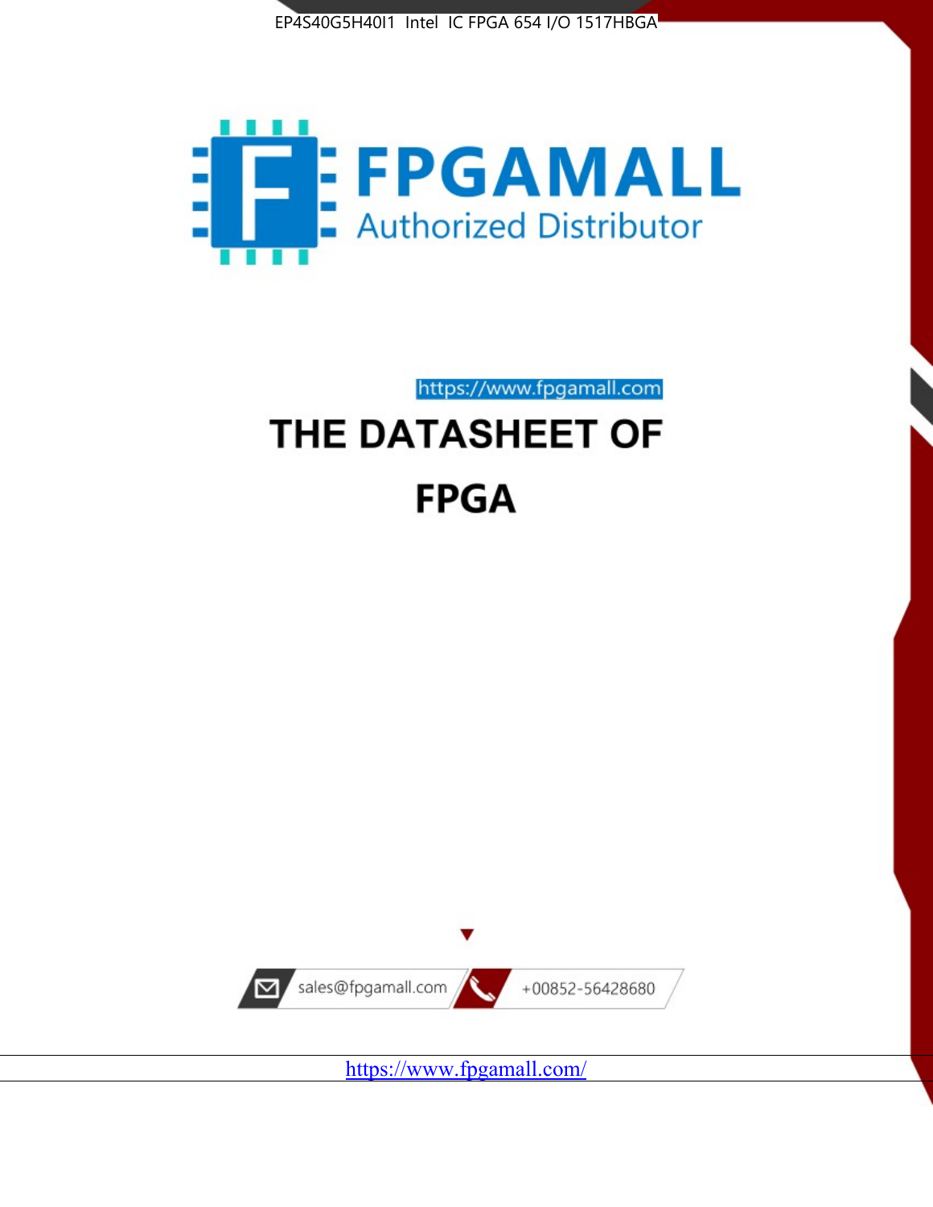EP4S40G5H40I1 Intel IC FPGA 654 I/O 1517HBGA

FPGAMALL

Authorized Distributor

https://www.fpgamall.com

# THE DATASHEET OF

# FPGA

sales@fpgamall.com

+00852-56428680

https://www.fpgamall.com/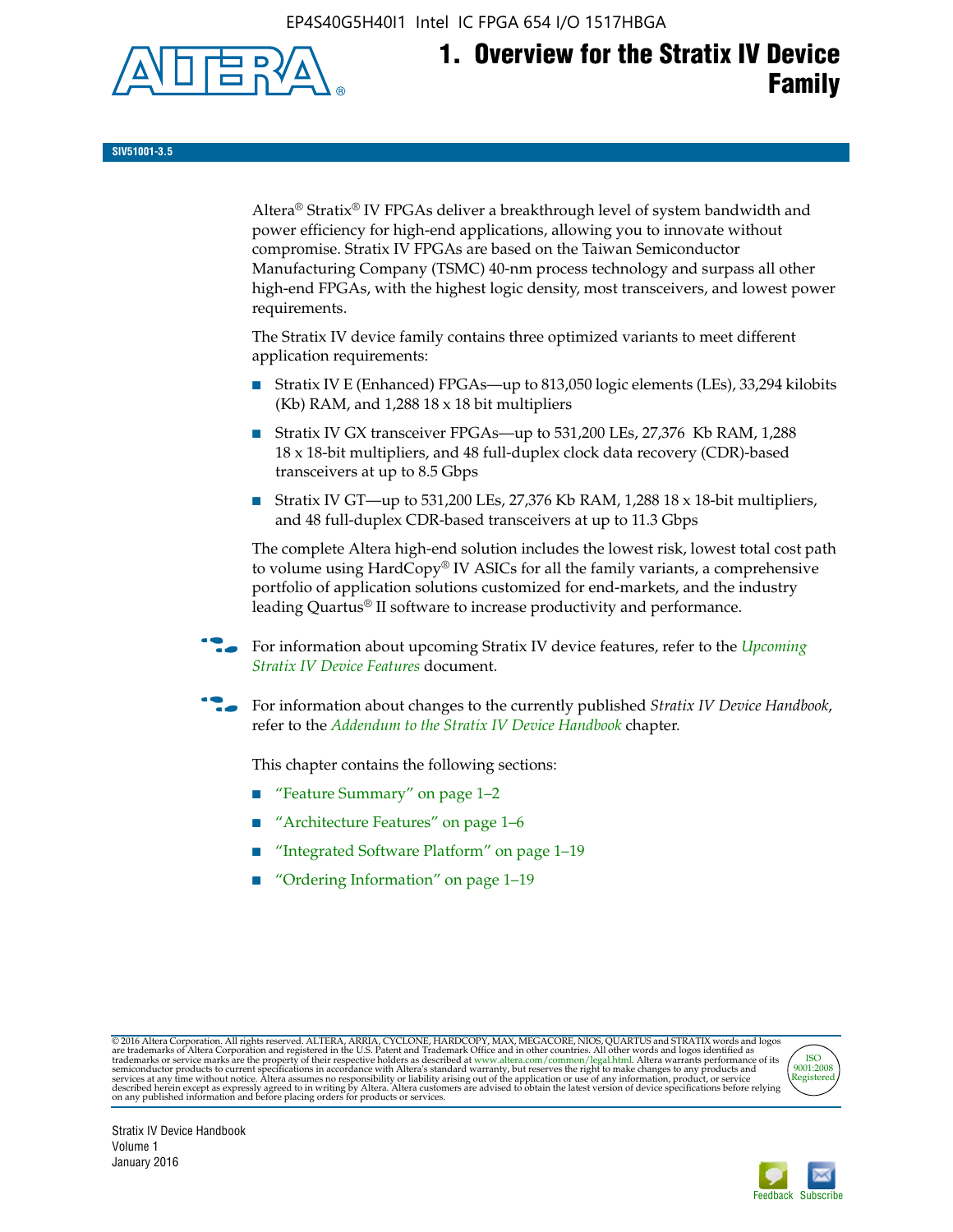# 1. Overview for the Stratix IV Device Family

SIV51001-3.5

Altera® Stratix® IV FPGAs deliver a breakthrough level of system bandwidth and power efficiency for high-end applications, allowing you to innovate without compromise. Stratix IV FPGAs are based on the Taiwan Semiconductor Manufacturing Company (TSMC) 40-nm process technology and surpass all other high-end FPGAs, with the highest logic density, most transceivers, and lowest power requirements.

The Stratix IV device family contains three optimized variants to meet different application requirements:

- Stratix IV E (Enhanced) FPGAs—up to 813,050 logic elements (LEs), 33,294 kilobits (Kb) RAM, and 1,288 18 x 18 bit multipliers
- Stratix IV GX transceiver FPGAs—up to 531,200 LEs, 27,376 Kb RAM, 1,288 18 x 18-bit multipliers, and 48 full-duplex clock data recovery (CDR)-based transceivers at up to 8.5 Gbps
- Stratix IV GT—up to 531,200 LEs, 27,376 Kb RAM, 1,288 18 x 18-bit multipliers, and 48 full-duplex CDR-based transceivers at up to 11.3 Gbps

The complete Altera high-end solution includes the lowest risk, lowest total cost path to volume using HardCopy® IV ASICs for all the family variants, a comprehensive portfolio of application solutions customized for end-markets, and the industry leading Quartus® II software to increase productivity and performance.

For information about upcoming Stratix IV device features, refer to the *Upcoming Stratix IV Device Features* document.

For information about changes to the currently published *Stratix IV Device Handbook*, refer to the *Addendum to the Stratix IV Device Handbook* chapter.

This chapter contains the following sections:

- "Feature Summary" on page 1–2
- "Architecture Features" on page 1–6
- "Integrated Software Platform" on page 1–19
- "Ordering Information" on page 1–19

© 2016 Altera Corporation. All rights reserved. ALTERA, ARRIA, CYCLONE, HARDCOPY, MAX, MEGACORE, NIOS, QUARTUS and STRATIX words and logos are trademarks of Altera Corporation and registered in the U.S. Patent and Trademark Office and in other countries. All other words and logos identified as trademarks or service marks are the property of their respective holders as described at www.altera.com/common/legal.html. Altera warrants performance of its semiconductor products to current specifications in accordance with Altera's standard warranty, but reserves the right to make changes to any products and services at any time without notice. Altera assumes no responsibility or liability arising out of the application or use of any information, product, or service described herein except as expressly agreed to in writing by Altera. Altera customers are advised to obtain the latest version of device specifications before relying on any published information and before placing orders for products or services.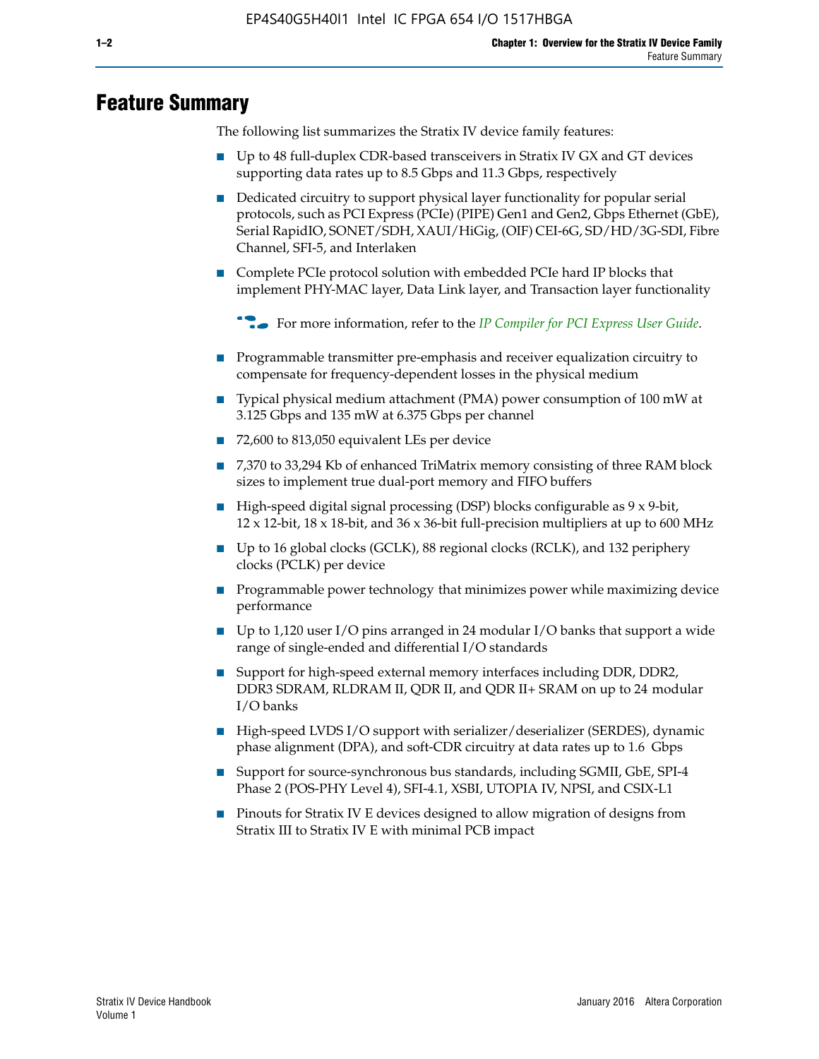# Feature Summary

The following list summarizes the Stratix IV device family features:

- Up to 48 full-duplex CDR-based transceivers in Stratix IV GX and GT devices supporting data rates up to 8.5 Gbps and 11.3 Gbps, respectively
- Dedicated circuitry to support physical layer functionality for popular serial protocols, such as PCI Express (PCIe) (PIPE) Gen1 and Gen2, Gbps Ethernet (GbE), Serial RapidIO, SONET/SDH, XAUI/HiGig, (OIF) CEI-6G, SD/HD/3G-SDI, Fibre Channel, SFI-5, and Interlaken
- Complete PCIe protocol solution with embedded PCIe hard IP blocks that implement PHY-MAC layer, Data Link layer, and Transaction layer functionality

  For more information, refer to the *IP Compiler for PCI Express User Guide*.

- Programmable transmitter pre-emphasis and receiver equalization circuitry to compensate for frequency-dependent losses in the physical medium
- Typical physical medium attachment (PMA) power consumption of 100 mW at 3.125 Gbps and 135 mW at 6.375 Gbps per channel
- 72,600 to 813,050 equivalent LEs per device
- 7,370 to 33,294 Kb of enhanced TriMatrix memory consisting of three RAM block sizes to implement true dual-port memory and FIFO buffers
- High-speed digital signal processing (DSP) blocks configurable as 9 x 9-bit, 12 x 12-bit, 18 x 18-bit, and 36 x 36-bit full-precision multipliers at up to 600 MHz
- Up to 16 global clocks (GCLK), 88 regional clocks (RCLK), and 132 periphery clocks (PCLK) per device
- Programmable power technology that minimizes power while maximizing device performance
- Up to 1,120 user I/O pins arranged in 24 modular I/O banks that support a wide range of single-ended and differential I/O standards
- Support for high-speed external memory interfaces including DDR, DDR2, DDR3 SDRAM, RLDRAM II, QDR II, and QDR II+ SRAM on up to 24 modular I/O banks
- High-speed LVDS I/O support with serializer/deserializer (SERDES), dynamic phase alignment (DPA), and soft-CDR circuitry at data rates up to 1.6 Gbps
- Support for source-synchronous bus standards, including SGMII, GbE, SPI-4 Phase 2 (POS-PHY Level 4), SFI-4.1, XSBI, UTOPIA IV, NPSI, and CSIX-L1
- Pinouts for Stratix IV E devices designed to allow migration of designs from Stratix III to Stratix IV E with minimal PCB impact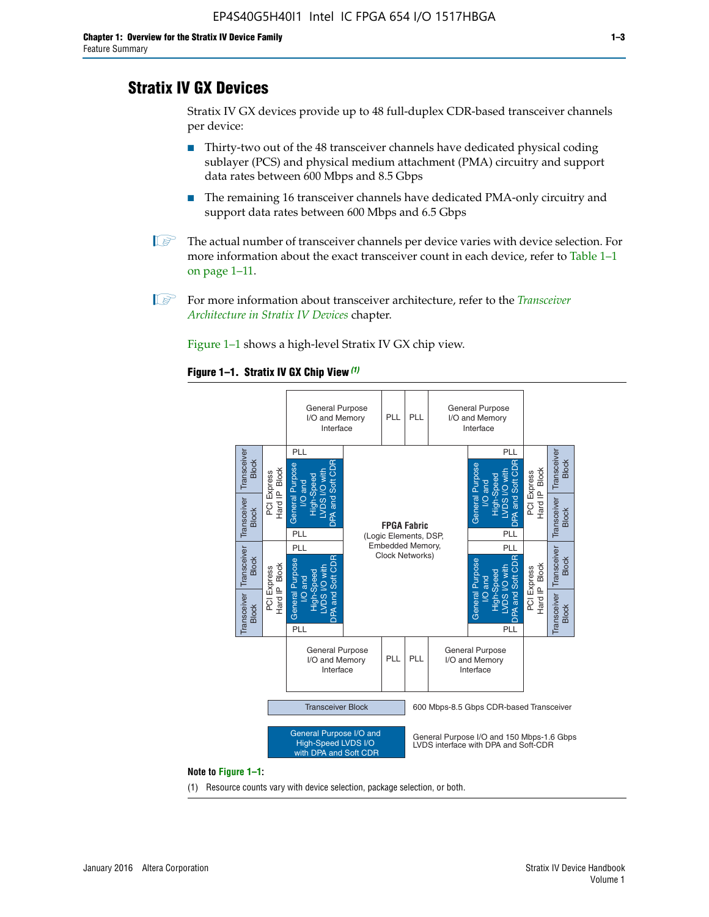## Stratix IV GX Devices

Stratix IV GX devices provide up to 48 full-duplex CDR-based transceiver channels per device:

- Thirty-two out of the 48 transceiver channels have dedicated physical coding sublayer (PCS) and physical medium attachment (PMA) circuitry and support data rates between 600 Mbps and 8.5 Gbps
- The remaining 16 transceiver channels have dedicated PMA-only circuitry and support data rates between 600 Mbps and 6.5 Gbps

The actual number of transceiver channels per device varies with device selection. For more information about the exact transceiver count in each device, refer to Table 1–1 on page 1–11.

For more information about transceiver architecture, refer to the *Transceiver Architecture in Stratix IV Devices* chapter.

Figure 1–1 shows a high-level Stratix IV GX chip view.

**Figure 1–1. Stratix IV GX Chip View (1)**

General Purpose I/O and Memory Interface | PLL | PLL | General Purpose I/O and Memory Interface

Transceiver Block | PCI Express Hard IP Block | PLL | General Purpose I/O and High-Speed LVDS I/O with DPA and Soft CDR | PLL

FPGA Fabric (Logic Elements, DSP, Embedded Memory, Clock Networks)

Transceiver Block — 600 Mbps-8.5 Gbps CDR-based Transceiver

General Purpose I/O and High-Speed LVDS I/O with DPA and Soft CDR — General Purpose I/O and 150 Mbps-1.6 Gbps LVDS interface with DPA and Soft-CDR

**Note to Figure 1–1:**

(1) Resource counts vary with device selection, package selection, or both.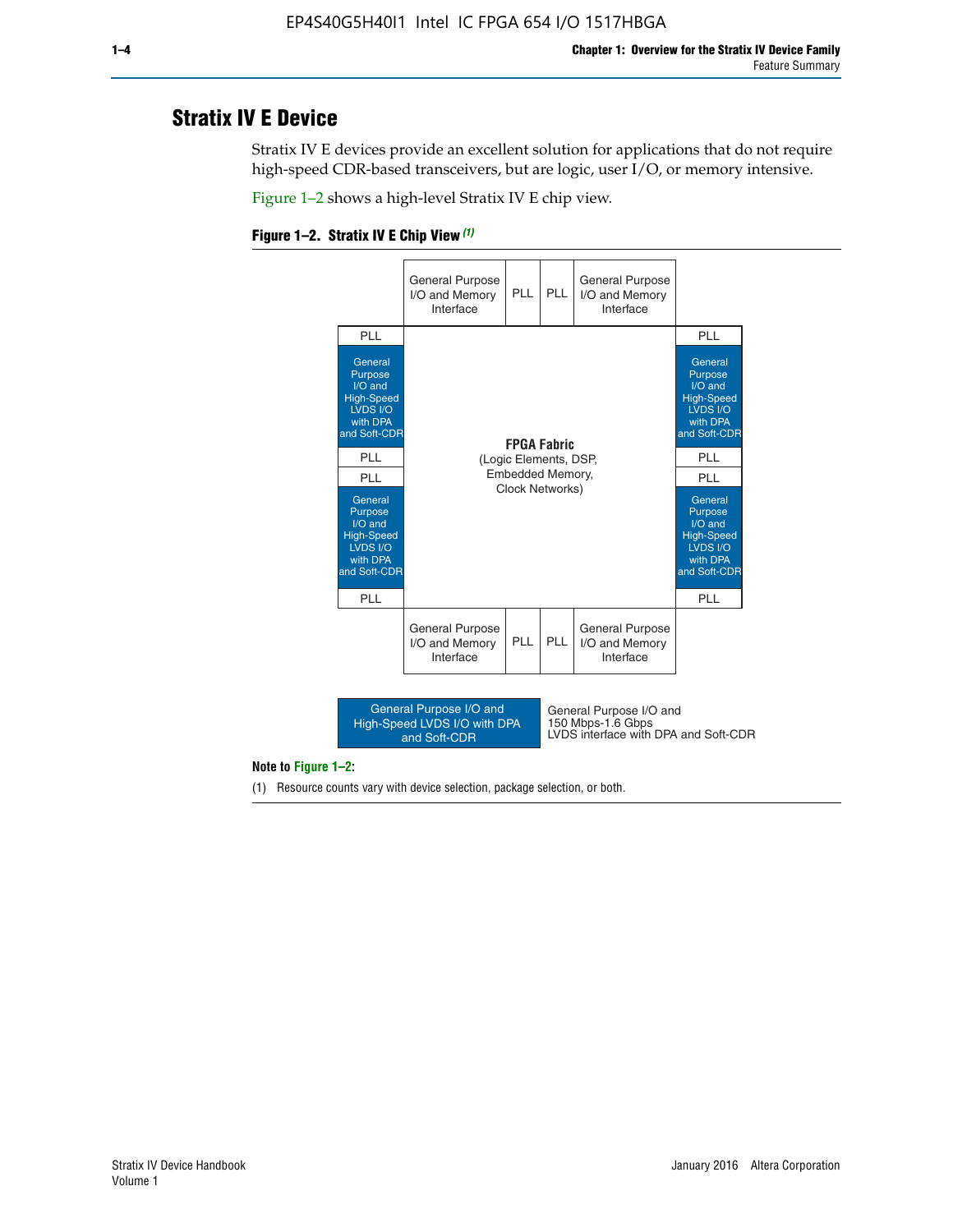## Stratix IV E Device

Stratix IV E devices provide an excellent solution for applications that do not require high-speed CDR-based transceivers, but are logic, user I/O, or memory intensive.

Figure 1–2 shows a high-level Stratix IV E chip view.

**Figure 1–2. Stratix IV E Chip View** *(1)*

| | General Purpose I/O and Memory Interface | PLL | PLL | General Purpose I/O and Memory Interface | |
|---|---|---|---|---|---|
| PLL | | | | | PLL |
| General Purpose I/O and High-Speed LVDS I/O with DPA and Soft-CDR | | | | | General Purpose I/O and High-Speed LVDS I/O with DPA and Soft-CDR |
| PLL | | | | | PLL |
| PLL | | **FPGA Fabric** (Logic Elements, DSP, Embedded Memory, Clock Networks) | | | PLL |
| General Purpose I/O and High-Speed LVDS I/O with DPA and Soft-CDR | | | | | General Purpose I/O and High-Speed LVDS I/O with DPA and Soft-CDR |
| PLL | | | | | PLL |
| | General Purpose I/O and Memory Interface | PLL | PLL | General Purpose I/O and Memory Interface | |

Legend: General Purpose I/O and High-Speed LVDS I/O with DPA and Soft-CDR — General Purpose I/O and 150 Mbps-1.6 Gbps LVDS interface with DPA and Soft-CDR

**Note to Figure 1–2:**

(1) Resource counts vary with device selection, package selection, or both.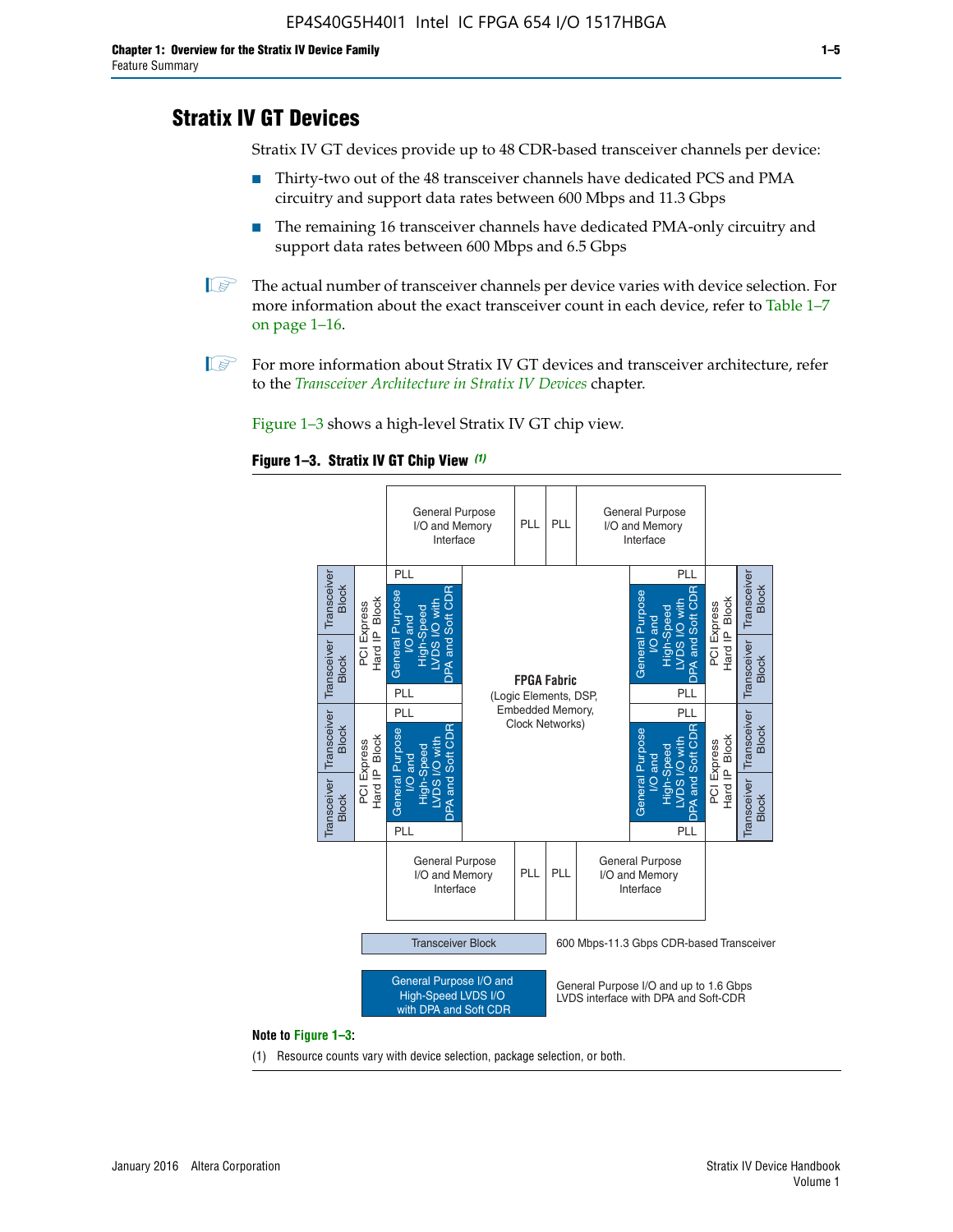## Stratix IV GT Devices

Stratix IV GT devices provide up to 48 CDR-based transceiver channels per device:

- Thirty-two out of the 48 transceiver channels have dedicated PCS and PMA circuitry and support data rates between 600 Mbps and 11.3 Gbps
- The remaining 16 transceiver channels have dedicated PMA-only circuitry and support data rates between 600 Mbps and 6.5 Gbps

The actual number of transceiver channels per device varies with device selection. For more information about the exact transceiver count in each device, refer to Table 1–7 on page 1–16.

For more information about Stratix IV GT devices and transceiver architecture, refer to the *Transceiver Architecture in Stratix IV Devices* chapter.

Figure 1–3 shows a high-level Stratix IV GT chip view.

**Figure 1–3. Stratix IV GT Chip View** *(1)*

General Purpose I/O and Memory Interface | PLL | PLL | General Purpose I/O and Memory Interface

Transceiver Block | Transceiver Block | PCI Express Hard IP Block | PLL | General Purpose I/O and High-Speed LVDS I/O with DPA and Soft CDR | PLL

**FPGA Fabric** (Logic Elements, DSP, Embedded Memory, Clock Networks)

Transceiver Block — 600 Mbps-11.3 Gbps CDR-based Transceiver

General Purpose I/O and High-Speed LVDS I/O with DPA and Soft CDR — General Purpose I/O and up to 1.6 Gbps LVDS interface with DPA and Soft-CDR

**Note to Figure 1–3:**

(1) Resource counts vary with device selection, package selection, or both.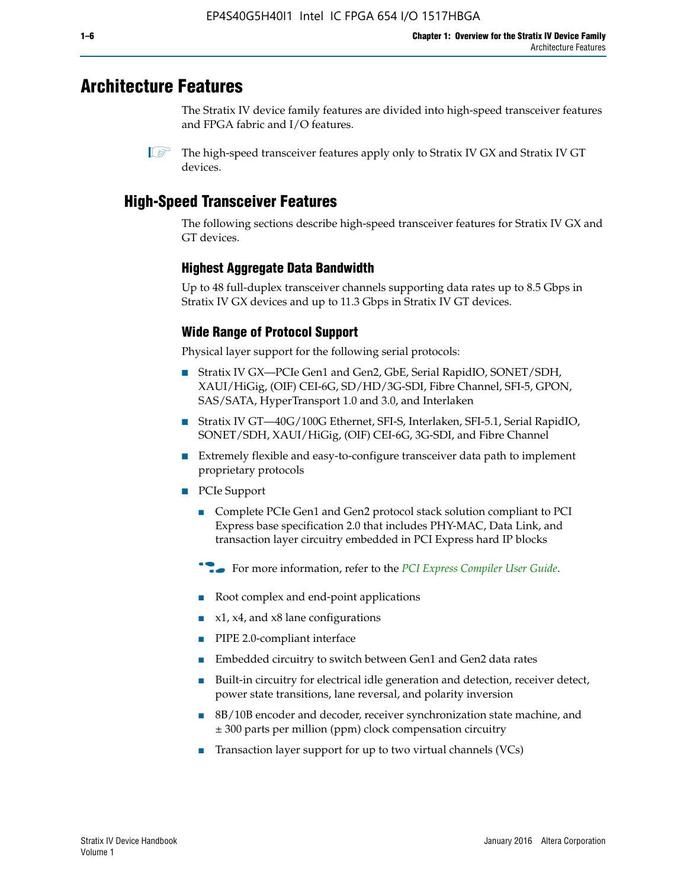# Architecture Features

The Stratix IV device family features are divided into high-speed transceiver features and FPGA fabric and I/O features.

The high-speed transceiver features apply only to Stratix IV GX and Stratix IV GT devices.

## High-Speed Transceiver Features

The following sections describe high-speed transceiver features for Stratix IV GX and GT devices.

### Highest Aggregate Data Bandwidth

Up to 48 full-duplex transceiver channels supporting data rates up to 8.5 Gbps in Stratix IV GX devices and up to 11.3 Gbps in Stratix IV GT devices.

### Wide Range of Protocol Support

Physical layer support for the following serial protocols:

- Stratix IV GX—PCIe Gen1 and Gen2, GbE, Serial RapidIO, SONET/SDH, XAUI/HiGig, (OIF) CEI-6G, SD/HD/3G-SDI, Fibre Channel, SFI-5, GPON, SAS/SATA, HyperTransport 1.0 and 3.0, and Interlaken
- Stratix IV GT—40G/100G Ethernet, SFI-S, Interlaken, SFI-5.1, Serial RapidIO, SONET/SDH, XAUI/HiGig, (OIF) CEI-6G, 3G-SDI, and Fibre Channel
- Extremely flexible and easy-to-configure transceiver data path to implement proprietary protocols
- PCIe Support
  - Complete PCIe Gen1 and Gen2 protocol stack solution compliant to PCI Express base specification 2.0 that includes PHY-MAC, Data Link, and transaction layer circuitry embedded in PCI Express hard IP blocks

  For more information, refer to the *PCI Express Compiler User Guide*.

  - Root complex and end-point applications
  - x1, x4, and x8 lane configurations
  - PIPE 2.0-compliant interface
  - Embedded circuitry to switch between Gen1 and Gen2 data rates
  - Built-in circuitry for electrical idle generation and detection, receiver detect, power state transitions, lane reversal, and polarity inversion
  - 8B/10B encoder and decoder, receiver synchronization state machine, and ± 300 parts per million (ppm) clock compensation circuitry
  - Transaction layer support for up to two virtual channels (VCs)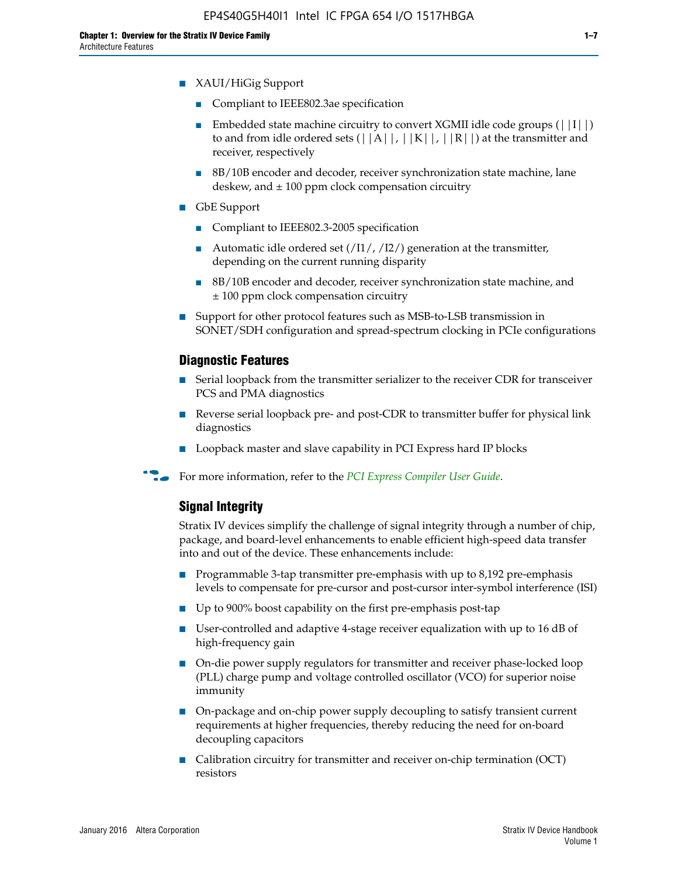- XAUI/HiGig Support
  - Compliant to IEEE802.3ae specification
  - Embedded state machine circuitry to convert XGMII idle code groups (||I||) to and from idle ordered sets (||A||, ||K||, ||R||) at the transmitter and receiver, respectively
  - 8B/10B encoder and decoder, receiver synchronization state machine, lane deskew, and ± 100 ppm clock compensation circuitry
- GbE Support
  - Compliant to IEEE802.3-2005 specification
  - Automatic idle ordered set (/I1/, /I2/) generation at the transmitter, depending on the current running disparity
  - 8B/10B encoder and decoder, receiver synchronization state machine, and ± 100 ppm clock compensation circuitry
- Support for other protocol features such as MSB-to-LSB transmission in SONET/SDH configuration and spread-spectrum clocking in PCIe configurations

### Diagnostic Features

- Serial loopback from the transmitter serializer to the receiver CDR for transceiver PCS and PMA diagnostics
- Reverse serial loopback pre- and post-CDR to transmitter buffer for physical link diagnostics
- Loopback master and slave capability in PCI Express hard IP blocks

For more information, refer to the *PCI Express Compiler User Guide*.

### Signal Integrity

Stratix IV devices simplify the challenge of signal integrity through a number of chip, package, and board-level enhancements to enable efficient high-speed data transfer into and out of the device. These enhancements include:

- Programmable 3-tap transmitter pre-emphasis with up to 8,192 pre-emphasis levels to compensate for pre-cursor and post-cursor inter-symbol interference (ISI)
- Up to 900% boost capability on the first pre-emphasis post-tap
- User-controlled and adaptive 4-stage receiver equalization with up to 16 dB of high-frequency gain
- On-die power supply regulators for transmitter and receiver phase-locked loop (PLL) charge pump and voltage controlled oscillator (VCO) for superior noise immunity
- On-package and on-chip power supply decoupling to satisfy transient current requirements at higher frequencies, thereby reducing the need for on-board decoupling capacitors
- Calibration circuitry for transmitter and receiver on-chip termination (OCT) resistors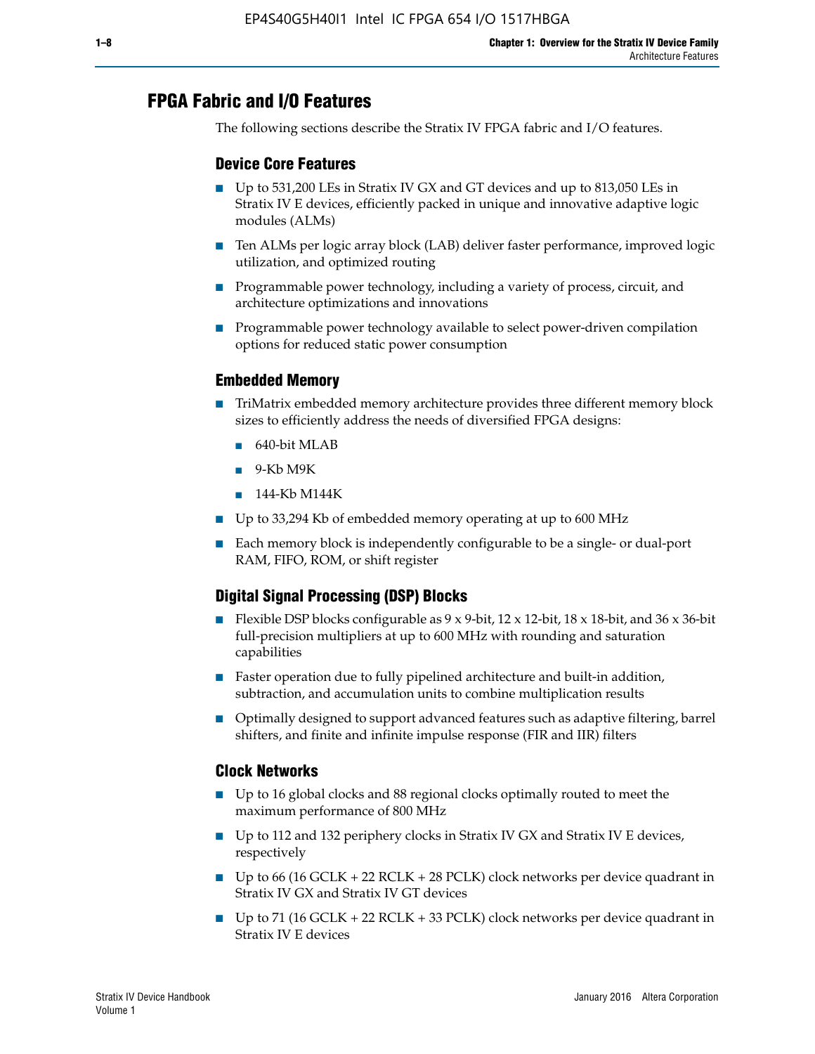## FPGA Fabric and I/O Features

The following sections describe the Stratix IV FPGA fabric and I/O features.

### Device Core Features

- Up to 531,200 LEs in Stratix IV GX and GT devices and up to 813,050 LEs in Stratix IV E devices, efficiently packed in unique and innovative adaptive logic modules (ALMs)
- Ten ALMs per logic array block (LAB) deliver faster performance, improved logic utilization, and optimized routing
- Programmable power technology, including a variety of process, circuit, and architecture optimizations and innovations
- Programmable power technology available to select power-driven compilation options for reduced static power consumption

### Embedded Memory

- TriMatrix embedded memory architecture provides three different memory block sizes to efficiently address the needs of diversified FPGA designs:
  - 640-bit MLAB
  - 9-Kb M9K
  - 144-Kb M144K
- Up to 33,294 Kb of embedded memory operating at up to 600 MHz
- Each memory block is independently configurable to be a single- or dual-port RAM, FIFO, ROM, or shift register

### Digital Signal Processing (DSP) Blocks

- Flexible DSP blocks configurable as 9 x 9-bit, 12 x 12-bit, 18 x 18-bit, and 36 x 36-bit full-precision multipliers at up to 600 MHz with rounding and saturation capabilities
- Faster operation due to fully pipelined architecture and built-in addition, subtraction, and accumulation units to combine multiplication results
- Optimally designed to support advanced features such as adaptive filtering, barrel shifters, and finite and infinite impulse response (FIR and IIR) filters

### Clock Networks

- Up to 16 global clocks and 88 regional clocks optimally routed to meet the maximum performance of 800 MHz
- Up to 112 and 132 periphery clocks in Stratix IV GX and Stratix IV E devices, respectively
- Up to 66 (16 GCLK + 22 RCLK + 28 PCLK) clock networks per device quadrant in Stratix IV GX and Stratix IV GT devices
- Up to 71 (16 GCLK + 22 RCLK + 33 PCLK) clock networks per device quadrant in Stratix IV E devices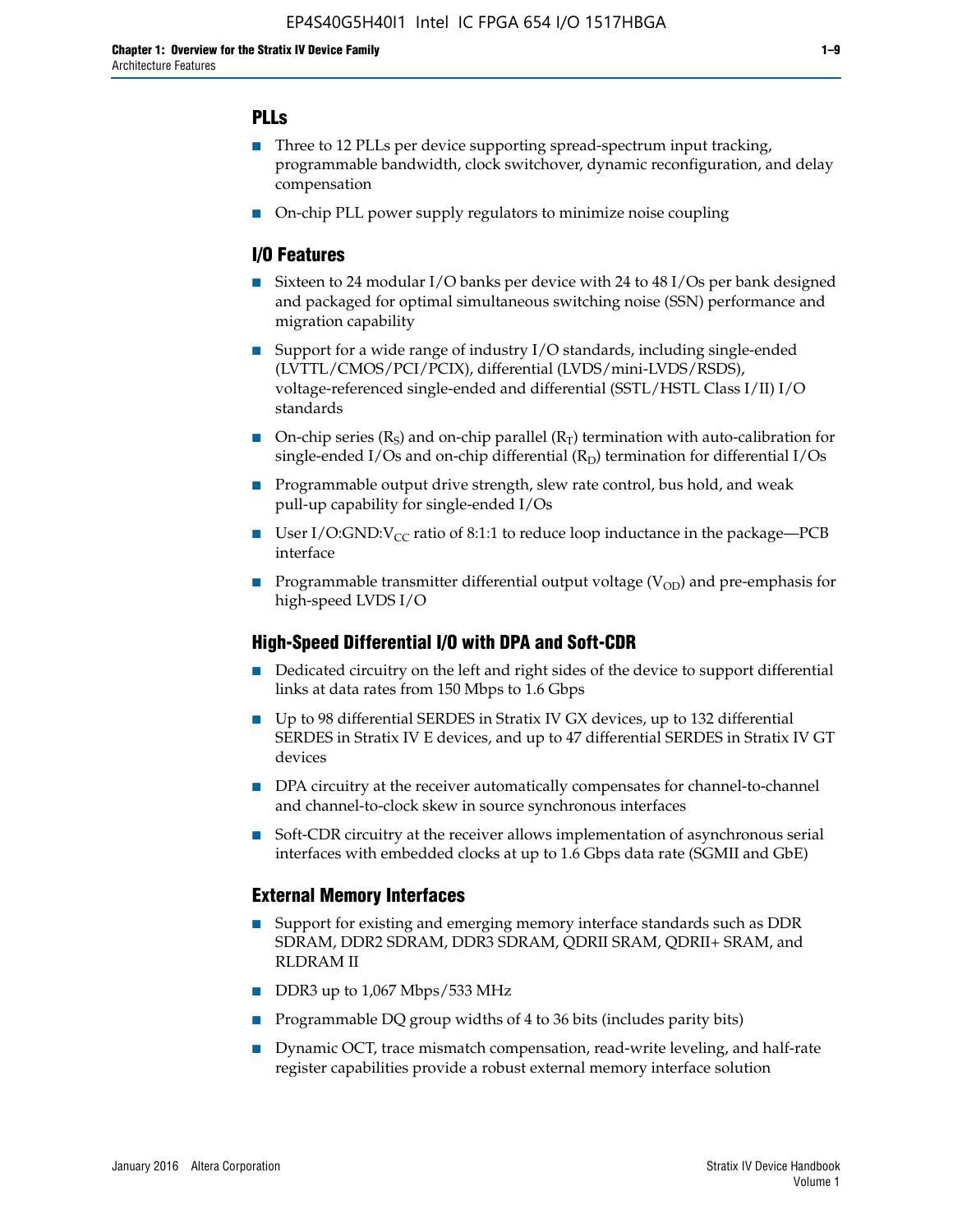## PLLs

- Three to 12 PLLs per device supporting spread-spectrum input tracking, programmable bandwidth, clock switchover, dynamic reconfiguration, and delay compensation
- On-chip PLL power supply regulators to minimize noise coupling

## I/O Features

- Sixteen to 24 modular I/O banks per device with 24 to 48 I/Os per bank designed and packaged for optimal simultaneous switching noise (SSN) performance and migration capability
- Support for a wide range of industry I/O standards, including single-ended (LVTTL/CMOS/PCI/PCIX), differential (LVDS/mini-LVDS/RSDS), voltage-referenced single-ended and differential (SSTL/HSTL Class I/II) I/O standards
- On-chip series ($R_S$) and on-chip parallel ($R_T$) termination with auto-calibration for single-ended I/Os and on-chip differential ($R_D$) termination for differential I/Os
- Programmable output drive strength, slew rate control, bus hold, and weak pull-up capability for single-ended I/Os
- User I/O:GND:$V_{CC}$ ratio of 8:1:1 to reduce loop inductance in the package—PCB interface
- Programmable transmitter differential output voltage ($V_{OD}$) and pre-emphasis for high-speed LVDS I/O

## High-Speed Differential I/O with DPA and Soft-CDR

- Dedicated circuitry on the left and right sides of the device to support differential links at data rates from 150 Mbps to 1.6 Gbps
- Up to 98 differential SERDES in Stratix IV GX devices, up to 132 differential SERDES in Stratix IV E devices, and up to 47 differential SERDES in Stratix IV GT devices
- DPA circuitry at the receiver automatically compensates for channel-to-channel and channel-to-clock skew in source synchronous interfaces
- Soft-CDR circuitry at the receiver allows implementation of asynchronous serial interfaces with embedded clocks at up to 1.6 Gbps data rate (SGMII and GbE)

## External Memory Interfaces

- Support for existing and emerging memory interface standards such as DDR SDRAM, DDR2 SDRAM, DDR3 SDRAM, QDRII SRAM, QDRII+ SRAM, and RLDRAM II
- DDR3 up to 1,067 Mbps/533 MHz
- Programmable DQ group widths of 4 to 36 bits (includes parity bits)
- Dynamic OCT, trace mismatch compensation, read-write leveling, and half-rate register capabilities provide a robust external memory interface solution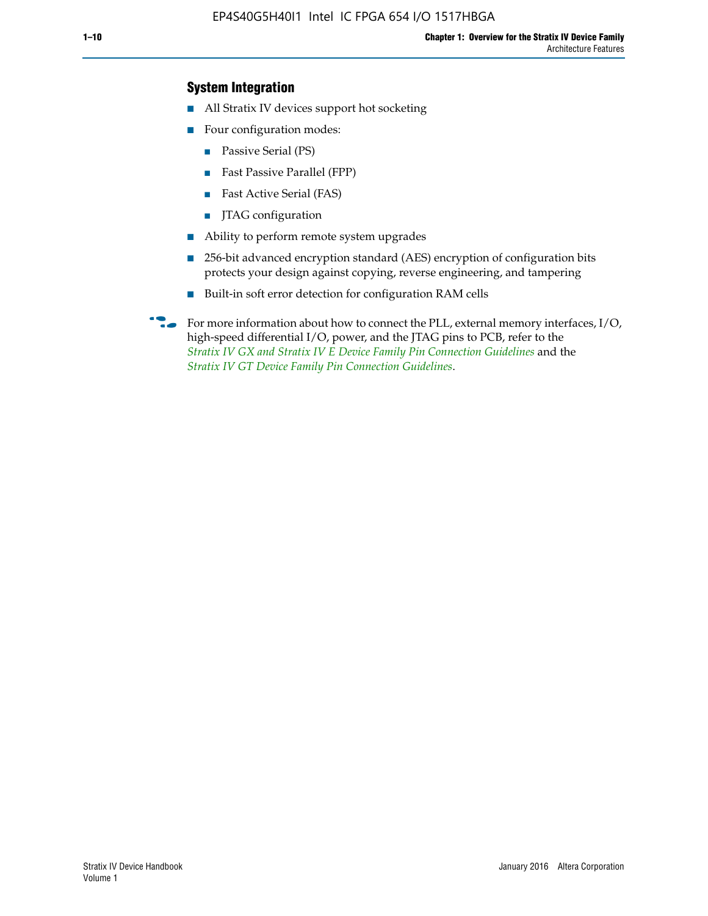### System Integration

- All Stratix IV devices support hot socketing
- Four configuration modes:
  - Passive Serial (PS)
  - Fast Passive Parallel (FPP)
  - Fast Active Serial (FAS)
  - JTAG configuration
- Ability to perform remote system upgrades
- 256-bit advanced encryption standard (AES) encryption of configuration bits protects your design against copying, reverse engineering, and tampering
- Built-in soft error detection for configuration RAM cells

For more information about how to connect the PLL, external memory interfaces, I/O, high-speed differential I/O, power, and the JTAG pins to PCB, refer to the *Stratix IV GX and Stratix IV E Device Family Pin Connection Guidelines* and the *Stratix IV GT Device Family Pin Connection Guidelines*.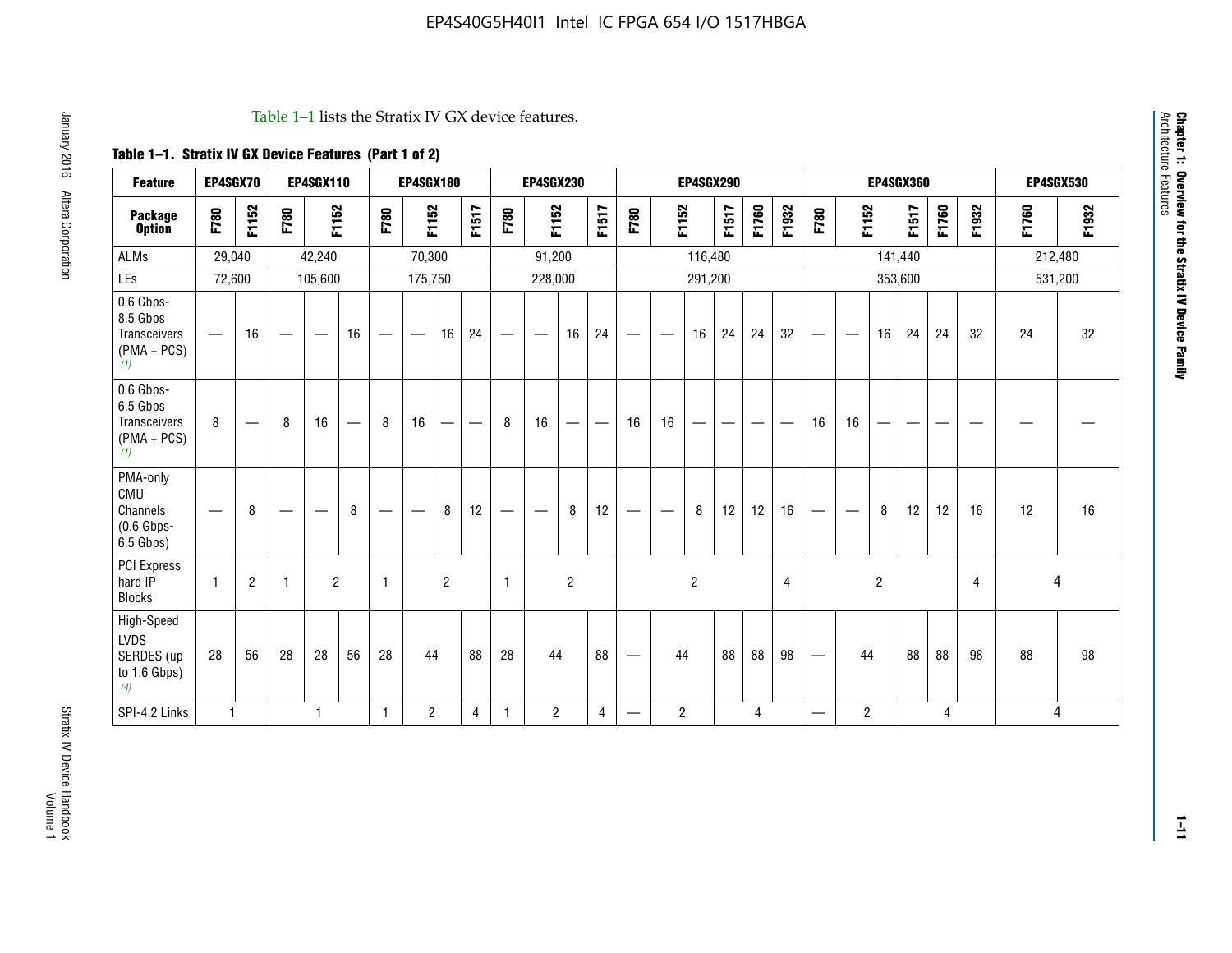Table 1–1 lists the Stratix IV GX device features.

**Table 1–1. Stratix IV GX Device Features (Part 1 of 2)**

| Feature | EP4SGX70 | | EP4SGX110 | | | EP4SGX180 | | | | EP4SGX230 | | | | EP4SGX290 | | | | | | EP4SGX360 | | | | | | EP4SGX530 | |
|---|---|---|---|---|---|---|---|---|---|---|---|---|---|---|---|---|---|---|---|---|---|---|---|---|---|---|---|
| **Package Option** | F780 | F1152 | F780 | F1152 | | F780 | F1152 | | F1517 | F780 | F1152 | | F1517 | F780 | F1152 | | F1517 | F1760 | F1932 | F780 | F1152 | | F1517 | F1760 | F1932 | F1760 | F1932 |
| ALMs | 29,040 | | 42,240 | | | 70,300 | | | | 91,200 | | | | 116,480 | | | | | | 141,440 | | | | | | 212,480 | |
| LEs | 72,600 | | 105,600 | | | 175,750 | | | | 228,000 | | | | 291,200 | | | | | | 353,600 | | | | | | 531,200 | |
| 0.6 Gbps-8.5 Gbps Transceivers (PMA + PCS) (1) | — | 16 | — | — | 16 | — | — | 16 | 24 | — | — | 16 | 24 | — | — | 16 | 24 | 24 | 32 | — | — | 16 | 24 | 24 | 32 | 24 | 32 |
| 0.6 Gbps-6.5 Gbps Transceivers (PMA + PCS) (1) | 8 | — | 8 | 16 | — | 8 | 16 | — | — | 8 | 16 | — | — | 16 | 16 | — | — | — | — | 16 | 16 | — | — | — | — | — | — |
| PMA-only CMU Channels (0.6 Gbps-6.5 Gbps) | — | 8 | — | — | 8 | — | — | 8 | 12 | — | — | 8 | 12 | — | — | 8 | 12 | 12 | 16 | — | — | 8 | 12 | 12 | 16 | 12 | 16 |
| PCI Express hard IP Blocks | 1 | 2 | 1 | 2 | | 1 | 2 | | | 1 | 2 | | | 2 | | | | | 4 | 2 | | | | | 4 | 4 | |
| High-Speed LVDS SERDES (up to 1.6 Gbps) (4) | 28 | 56 | 28 | 28 | 56 | 28 | 44 | | 88 | 28 | 44 | | 88 | — | 44 | | 88 | 88 | 98 | — | 44 | | 88 | 88 | 98 | 88 | 98 |
| SPI-4.2 Links | 1 | | 1 | | | 1 | 2 | | 4 | 1 | 2 | | 4 | — | 2 | | 4 | | | — | 2 | | 4 | | | 4 | |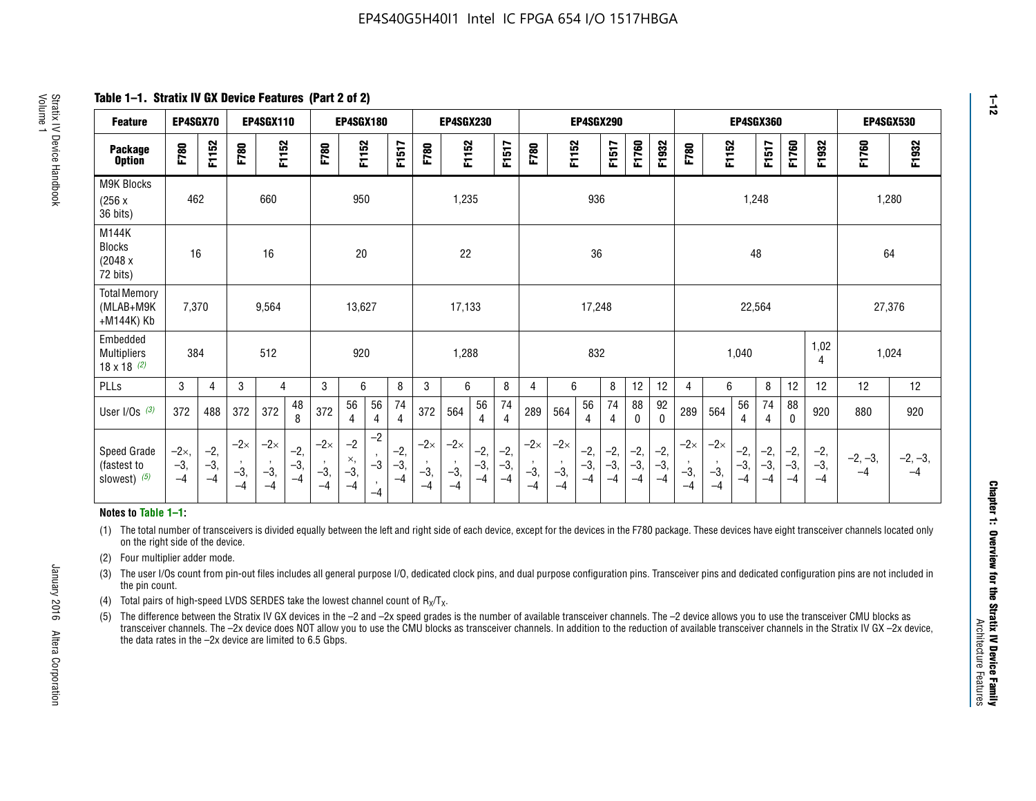**Table 1–1. Stratix IV GX Device Features (Part 2 of 2)**

| Feature | EP4SGX70 | | EP4SGX110 | | | EP4SGX180 | | | | EP4SGX230 | | | | EP4SGX290 | | | | | | EP4SGX360 | | | | | | EP4SGX530 | |
|---|---|---|---|---|---|---|---|---|---|---|---|---|---|---|---|---|---|---|---|---|---|---|---|---|---|---|---|
| Package Option | F780 | F1152 | F780 | F1152 | | F780 | F1152 | | F1517 | F780 | F1152 | | F1517 | F780 | F1152 | | F1517 | F1760 | F1932 | F780 | F1152 | | F1517 | F1760 | F1932 | F1760 | F1932 |
| M9K Blocks (256 x 36 bits) | 462 | | 660 | | | 950 | | | | 1,235 | | | | 936 | | | | | | 1,248 | | | | | | 1,280 | |
| M144K Blocks (2048 x 72 bits) | 16 | | 16 | | | 20 | | | | 22 | | | | 36 | | | | | | 48 | | | | | | 64 | |
| Total Memory (MLAB+M9K +M144K) Kb | 7,370 | | 9,564 | | | 13,627 | | | | 17,133 | | | | 17,248 | | | | | | 22,564 | | | | | | 27,376 | |
| Embedded Multipliers 18 x 18 (2) | 384 | | 512 | | | 920 | | | | 1,288 | | | | 832 | | | | | | 1,040 | | | | | 1,024 | 1,024 | |
| PLLs | 3 | 4 | 3 | 4 | | 3 | 6 | | 8 | 3 | 6 | | 8 | 4 | 6 | | 8 | 12 | 12 | 4 | 6 | | 8 | 12 | 12 | 12 | 12 |
| User I/Os (3) | 372 | 488 | 372 | 372 | 488 | 372 | 564 | 564 | 744 | 372 | 564 | 564 | 744 | 289 | 564 | 564 | 744 | 880 | 920 | 289 | 564 | 564 | 744 | 880 | 920 | 880 | 920 |
| Speed Grade (fastest to slowest) (5) | –2×, –3, –4 | –2, –3, –4 | –2×, –3, –4 | –2×, –3, –4 | –2, –3, –4 | –2×, –3, –4 | –2×, –3, –4 | –2, –3, –4 | –2, –3, –4 | –2×, –3, –4 | –2×, –3, –4 | –2, –3, –4 | –2, –3, –4 | –2×, –3, –4 | –2×, –3, –4 | –2, –3, –4 | –2, –3, –4 | –2, –3, –4 | –2, –3, –4 | –2×, –3, –4 | –2×, –3, –4 | –2, –3, –4 | –2, –3, –4 | –2, –3, –4 | –2, –3, –4 | –2, –3, –4 | –2, –3, –4 |

**Notes to Table 1–1:**

(1) The total number of transceivers is divided equally between the left and right side of each device, except for the devices in the F780 package. These devices have eight transceiver channels located only on the right side of the device.

(2) Four multiplier adder mode.

(3) The user I/Os count from pin-out files includes all general purpose I/O, dedicated clock pins, and dual purpose configuration pins. Transceiver pins and dedicated configuration pins are not included in the pin count.

(4) Total pairs of high-speed LVDS SERDES take the lowest channel count of $R_X/T_X$.

(5) The difference between the Stratix IV GX devices in the –2 and –2x speed grades is the number of available transceiver channels. The –2 device allows you to use the transceiver CMU blocks as transceiver channels. The –2x device does NOT allow you to use the CMU blocks as transceiver channels. In addition to the reduction of available transceiver channels in the Stratix IV GX –2x device, the data rates in the –2x device are limited to 6.5 Gbps.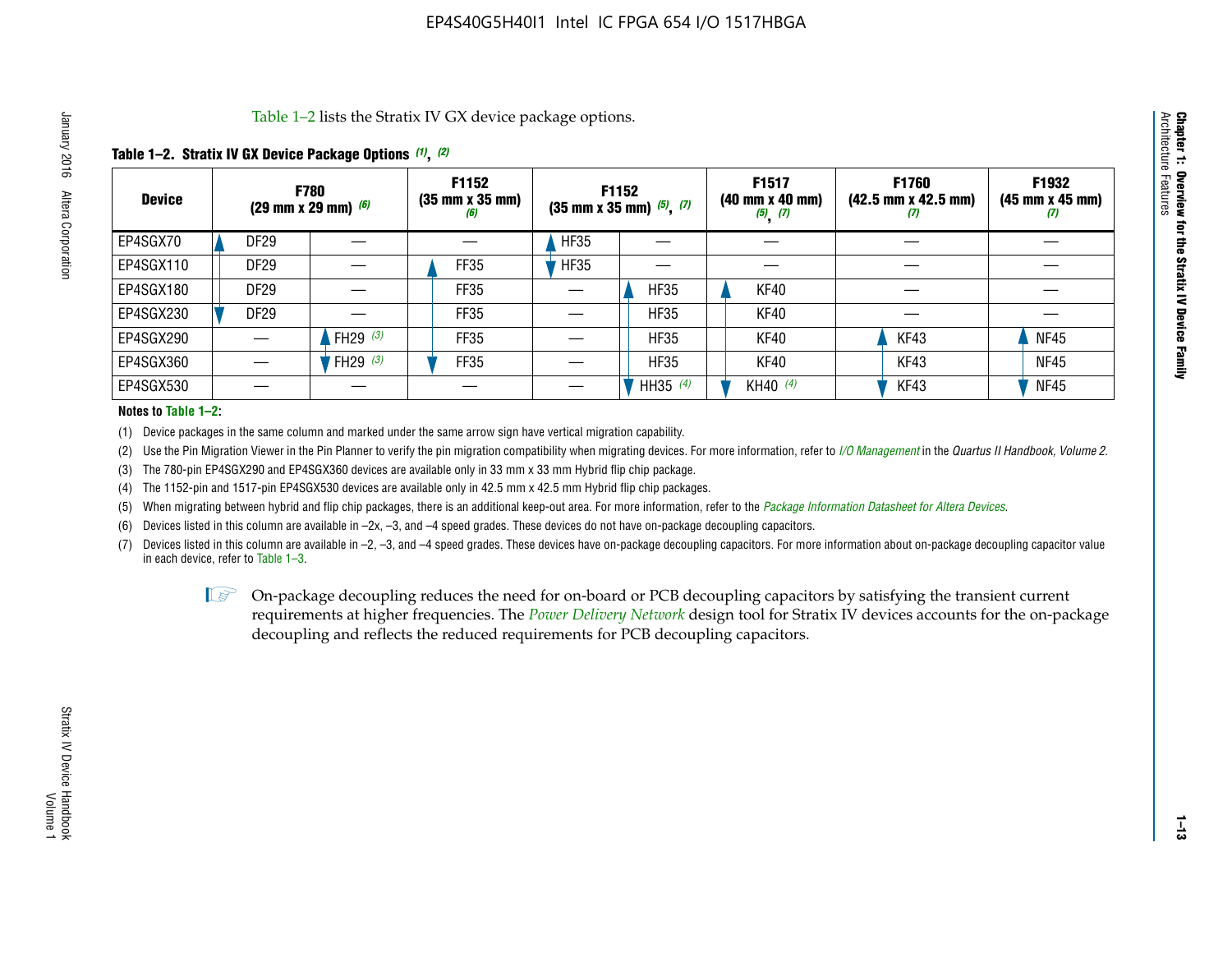Table 1–2 lists the Stratix IV GX device package options.

**Table 1–2. Stratix IV GX Device Package Options (1), (2)**

| Device | F780 (29 mm x 29 mm) (6) | | F1152 (35 mm x 35 mm) (6) | F1152 (35 mm x 35 mm) (5), (7) | | F1517 (40 mm x 40 mm) (5), (7) | F1760 (42.5 mm x 42.5 mm) (7) | F1932 (45 mm x 45 mm) (7) |
|---|---|---|---|---|---|---|---|---|
| EP4SGX70 | DF29 | — | — | HF35 | — | — | — | — |
| EP4SGX110 | DF29 | — | FF35 | HF35 | — | — | — | — |
| EP4SGX180 | DF29 | — | FF35 | — | HF35 | KF40 | — | — |
| EP4SGX230 | DF29 | — | FF35 | — | HF35 | KF40 | — | — |
| EP4SGX290 | — | FH29 (3) | FF35 | — | HF35 | KF40 | KF43 | NF45 |
| EP4SGX360 | — | FH29 (3) | FF35 | — | HF35 | KF40 | KF43 | NF45 |
| EP4SGX530 | — | — | — | — | HH35 (4) | KH40 (4) | KF43 | NF45 |

**Notes to Table 1–2:**

(1) Device packages in the same column and marked under the same arrow sign have vertical migration capability.

(2) Use the Pin Migration Viewer in the Pin Planner to verify the pin migration compatibility when migrating devices. For more information, refer to *I/O Management* in the *Quartus II Handbook, Volume 2*.

(3) The 780-pin EP4SGX290 and EP4SGX360 devices are available only in 33 mm x 33 mm Hybrid flip chip package.

(4) The 1152-pin and 1517-pin EP4SGX530 devices are available only in 42.5 mm x 42.5 mm Hybrid flip chip packages.

(5) When migrating between hybrid and flip chip packages, there is an additional keep-out area. For more information, refer to the *Package Information Datasheet for Altera Devices*.

(6) Devices listed in this column are available in –2x, –3, and –4 speed grades. These devices do not have on-package decoupling capacitors.

(7) Devices listed in this column are available in –2, –3, and –4 speed grades. These devices have on-package decoupling capacitors. For more information about on-package decoupling capacitor value in each device, refer to Table 1–3.

On-package decoupling reduces the need for on-board or PCB decoupling capacitors by satisfying the transient current requirements at higher frequencies. The *Power Delivery Network* design tool for Stratix IV devices accounts for the on-package decoupling and reflects the reduced requirements for PCB decoupling capacitors.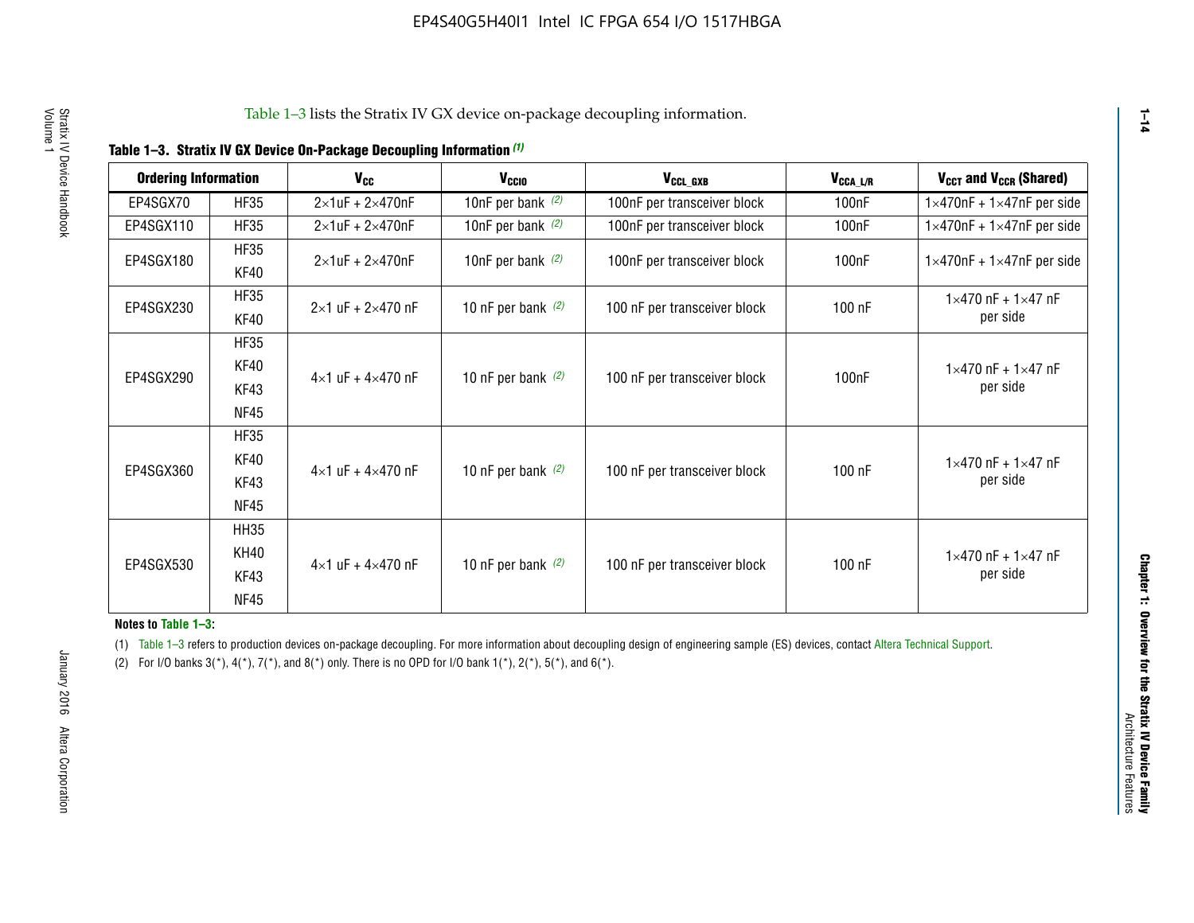Table 1–3 lists the Stratix IV GX device on-package decoupling information.

**Table 1–3. Stratix IV GX Device On-Package Decoupling Information (1)**

| Ordering Information | | $V_{CC}$ | $V_{CCIO}$ | $V_{CCL\_GXB}$ | $V_{CCA\_L/R}$ | $V_{CCT}$ and $V_{CCR}$ (Shared) |
|---|---|---|---|---|---|---|
| EP4SGX70 | HF35 | 2×1uF + 2×470nF | 10nF per bank (2) | 100nF per transceiver block | 100nF | 1×470nF + 1×47nF per side |
| EP4SGX110 | HF35 | 2×1uF + 2×470nF | 10nF per bank (2) | 100nF per transceiver block | 100nF | 1×470nF + 1×47nF per side |
| EP4SGX180 | HF35<br>KF40 | 2×1uF + 2×470nF | 10nF per bank (2) | 100nF per transceiver block | 100nF | 1×470nF + 1×47nF per side |
| EP4SGX230 | HF35<br>KF40 | 2×1 uF + 2×470 nF | 10 nF per bank (2) | 100 nF per transceiver block | 100 nF | 1×470 nF + 1×47 nF per side |
| EP4SGX290 | HF35<br>KF40<br>KF43<br>NF45 | 4×1 uF + 4×470 nF | 10 nF per bank (2) | 100 nF per transceiver block | 100nF | 1×470 nF + 1×47 nF per side |
| EP4SGX360 | HF35<br>KF40<br>KF43<br>NF45 | 4×1 uF + 4×470 nF | 10 nF per bank (2) | 100 nF per transceiver block | 100 nF | 1×470 nF + 1×47 nF per side |
| EP4SGX530 | HH35<br>KH40<br>KF43<br>NF45 | 4×1 uF + 4×470 nF | 10 nF per bank (2) | 100 nF per transceiver block | 100 nF | 1×470 nF + 1×47 nF per side |

**Notes to Table 1–3:**

(1) Table 1–3 refers to production devices on-package decoupling. For more information about decoupling design of engineering sample (ES) devices, contact Altera Technical Support.

(2) For I/O banks 3(*), 4(*), 7(*), and 8(*) only. There is no OPD for I/O bank 1(*), 2(*), 5(*), and 6(*).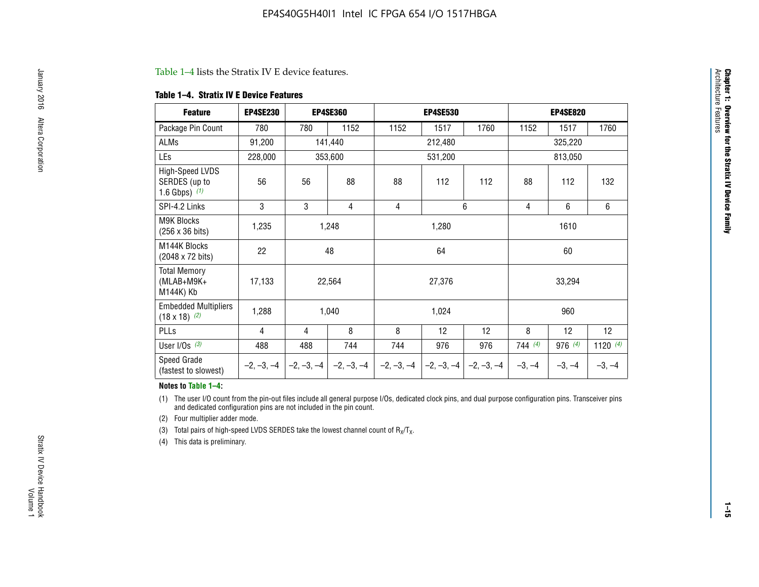Table 1–4 lists the Stratix IV E device features.

**Table 1–4. Stratix IV E Device Features**

| Feature | EP4SE230 | EP4SE360 | | EP4SE530 | | | EP4SE820 | | |
|---|---|---|---|---|---|---|---|---|---|
| Package Pin Count | 780 | 780 | 1152 | 1152 | 1517 | 1760 | 1152 | 1517 | 1760 |
| ALMs | 91,200 | 141,440 | | 212,480 | | | 325,220 | | |
| LEs | 228,000 | 353,600 | | 531,200 | | | 813,050 | | |
| High-Speed LVDS SERDES (up to 1.6 Gbps) *(1)* | 56 | 56 | 88 | 88 | 112 | 112 | 88 | 112 | 132 |
| SPI-4.2 Links | 3 | 3 | 4 | 4 | 6 | | 4 | 6 | 6 |
| M9K Blocks (256 x 36 bits) | 1,235 | 1,248 | | 1,280 | | | 1610 | | |
| M144K Blocks (2048 x 72 bits) | 22 | 48 | | 64 | | | 60 | | |
| Total Memory (MLAB+M9K+ M144K) Kb | 17,133 | 22,564 | | 27,376 | | | 33,294 | | |
| Embedded Multipliers (18 x 18) *(2)* | 1,288 | 1,040 | | 1,024 | | | 960 | | |
| PLLs | 4 | 4 | 8 | 8 | 12 | 12 | 8 | 12 | 12 |
| User I/Os *(3)* | 488 | 488 | 744 | 744 | 976 | 976 | 744 *(4)* | 976 *(4)* | 1120 *(4)* |
| Speed Grade (fastest to slowest) | –2, –3, –4 | –2, –3, –4 | –2, –3, –4 | –2, –3, –4 | –2, –3, –4 | –2, –3, –4 | –3, –4 | –3, –4 | –3, –4 |

**Notes to Table 1–4:**

(1) The user I/O count from the pin-out files include all general purpose I/Os, dedicated clock pins, and dual purpose configuration pins. Transceiver pins and dedicated configuration pins are not included in the pin count.

(2) Four multiplier adder mode.

(3) Total pairs of high-speed LVDS SERDES take the lowest channel count of $R_X/T_X$.

(4) This data is preliminary.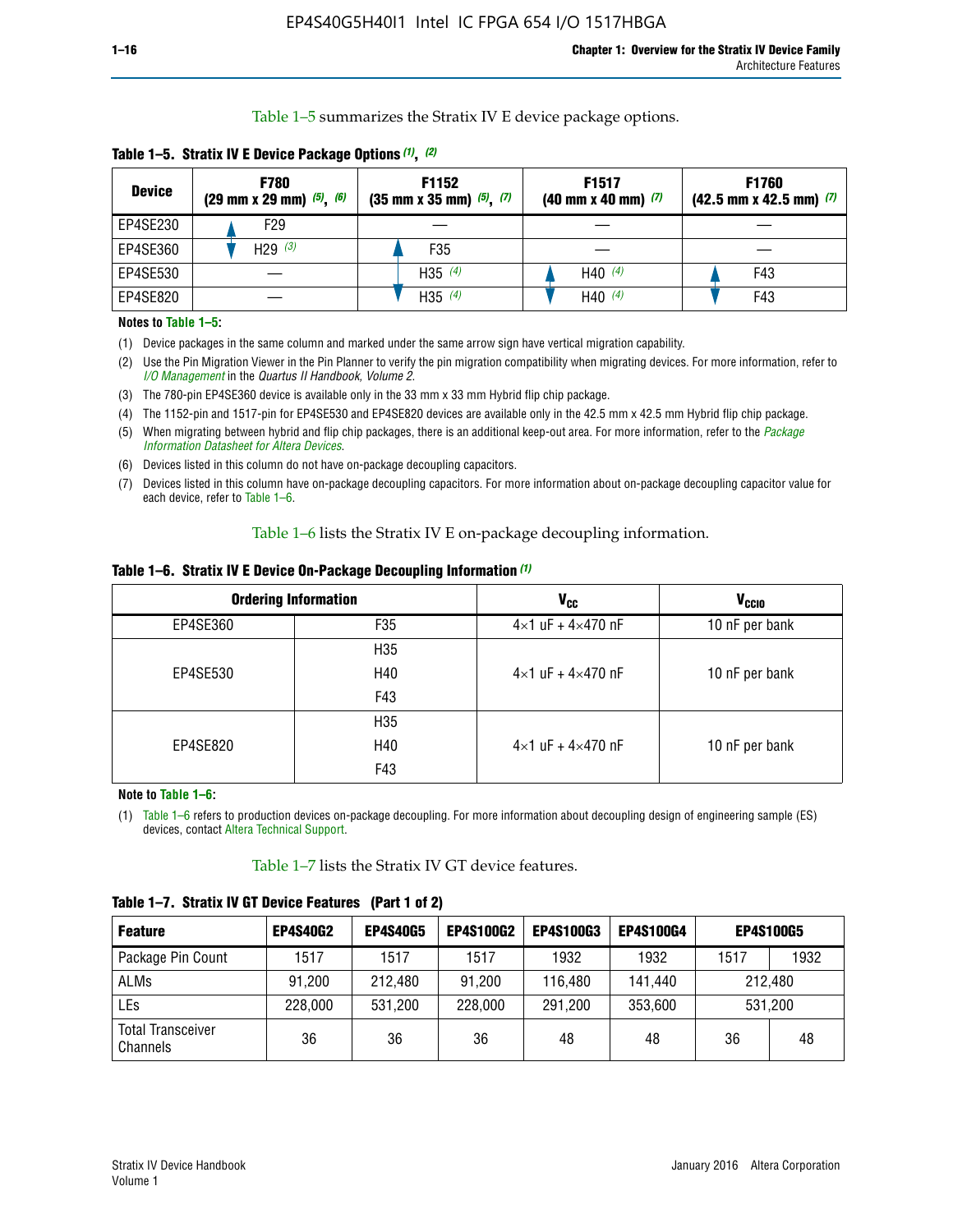Table 1–5 summarizes the Stratix IV E device package options.

**Table 1–5. Stratix IV E Device Package Options (1), (2)**

| Device | F780 (29 mm x 29 mm) (5), (6) | F1152 (35 mm x 35 mm) (5), (7) | F1517 (40 mm x 40 mm) (7) | F1760 (42.5 mm x 42.5 mm) (7) |
|---|---|---|---|---|
| EP4SE230 | F29 | — | — | — |
| EP4SE360 | H29 (3) | F35 | — | — |
| EP4SE530 | — | H35 (4) | H40 (4) | F43 |
| EP4SE820 | — | H35 (4) | H40 (4) | F43 |

**Notes to Table 1–5:**

(1) Device packages in the same column and marked under the same arrow sign have vertical migration capability.

(2) Use the Pin Migration Viewer in the Pin Planner to verify the pin migration compatibility when migrating devices. For more information, refer to *I/O Management* in the *Quartus II Handbook, Volume 2*.

(3) The 780-pin EP4SE360 device is available only in the 33 mm x 33 mm Hybrid flip chip package.

(4) The 1152-pin and 1517-pin for EP4SE530 and EP4SE820 devices are available only in the 42.5 mm x 42.5 mm Hybrid flip chip package.

(5) When migrating between hybrid and flip chip packages, there is an additional keep-out area. For more information, refer to the *Package Information Datasheet for Altera Devices*.

(6) Devices listed in this column do not have on-package decoupling capacitors.

(7) Devices listed in this column have on-package decoupling capacitors. For more information about on-package decoupling capacitor value for each device, refer to Table 1–6.

Table 1–6 lists the Stratix IV E on-package decoupling information.

**Table 1–6. Stratix IV E Device On-Package Decoupling Information (1)**

| Ordering Information | | $V_{CC}$ | $V_{CCIO}$ |
|---|---|---|---|
| EP4SE360 | F35 | 4×1 uF + 4×470 nF | 10 nF per bank |
| EP4SE530 | H35 | 4×1 uF + 4×470 nF | 10 nF per bank |
| | H40 | | |
| | F43 | | |
| EP4SE820 | H35 | 4×1 uF + 4×470 nF | 10 nF per bank |
| | H40 | | |
| | F43 | | |

**Note to Table 1–6:**

(1) Table 1–6 refers to production devices on-package decoupling. For more information about decoupling design of engineering sample (ES) devices, contact Altera Technical Support.

Table 1–7 lists the Stratix IV GT device features.

**Table 1–7. Stratix IV GT Device Features (Part 1 of 2)**

| Feature | EP4S40G2 | EP4S40G5 | EP4S100G2 | EP4S100G3 | EP4S100G4 | EP4S100G5 | |
|---|---|---|---|---|---|---|---|
| Package Pin Count | 1517 | 1517 | 1517 | 1932 | 1932 | 1517 | 1932 |
| ALMs | 91,200 | 212,480 | 91,200 | 116,480 | 141,440 | 212,480 | |
| LEs | 228,000 | 531,200 | 228,000 | 291,200 | 353,600 | 531,200 | |
| Total Transceiver Channels | 36 | 36 | 36 | 48 | 48 | 36 | 48 |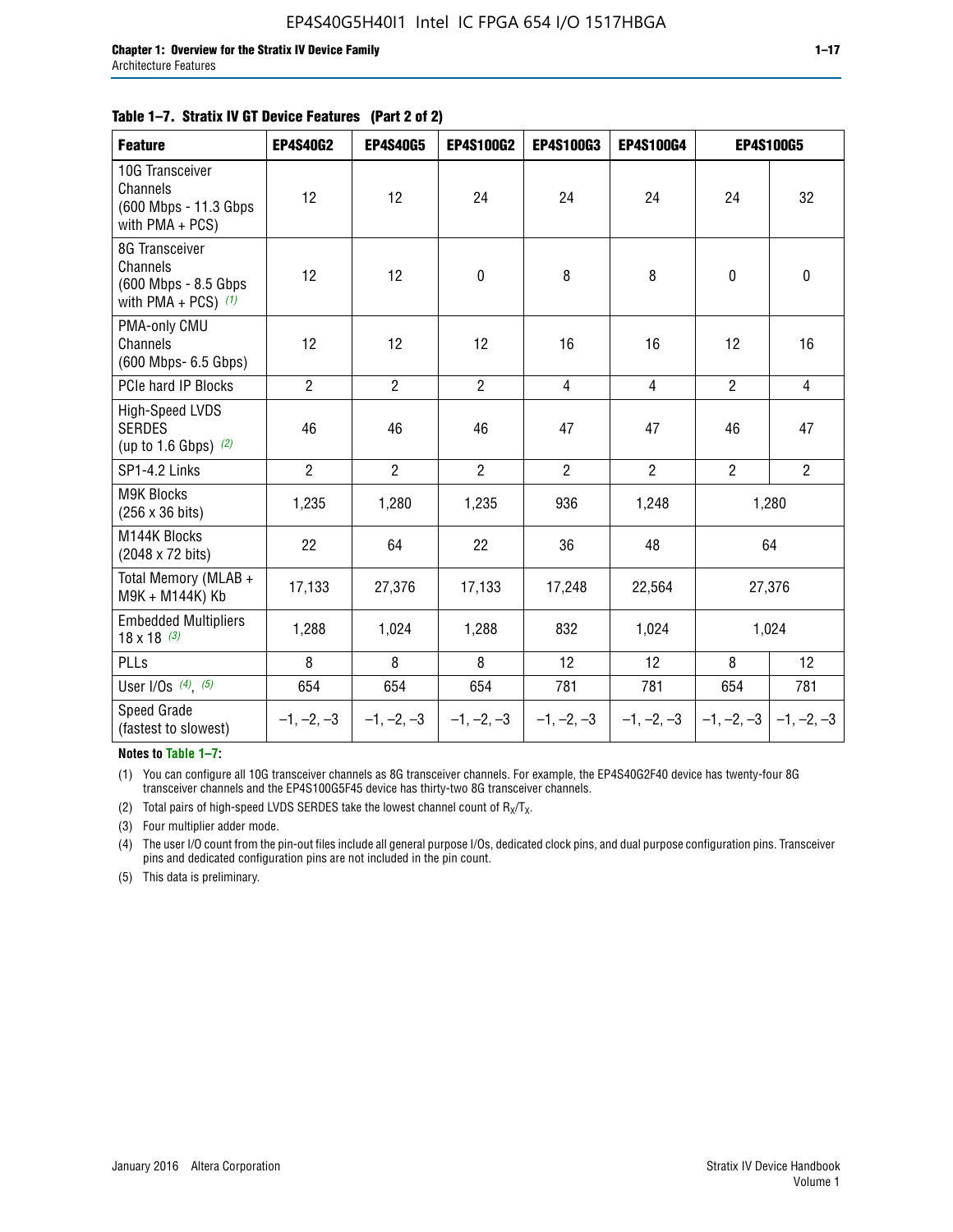**Table 1–7. Stratix IV GT Device Features (Part 2 of 2)**

| Feature | EP4S40G2 | EP4S40G5 | EP4S100G2 | EP4S100G3 | EP4S100G4 | EP4S100G5 | |
|---|---|---|---|---|---|---|---|
| 10G Transceiver Channels (600 Mbps - 11.3 Gbps with PMA + PCS) | 12 | 12 | 24 | 24 | 24 | 24 | 32 |
| 8G Transceiver Channels (600 Mbps - 8.5 Gbps with PMA + PCS) *(1)* | 12 | 12 | 0 | 8 | 8 | 0 | 0 |
| PMA-only CMU Channels (600 Mbps- 6.5 Gbps) | 12 | 12 | 12 | 16 | 16 | 12 | 16 |
| PCIe hard IP Blocks | 2 | 2 | 2 | 4 | 4 | 2 | 4 |
| High-Speed LVDS SERDES (up to 1.6 Gbps) *(2)* | 46 | 46 | 46 | 47 | 47 | 46 | 47 |
| SP1-4.2 Links | 2 | 2 | 2 | 2 | 2 | 2 | 2 |
| M9K Blocks (256 x 36 bits) | 1,235 | 1,280 | 1,235 | 936 | 1,248 | 1,280 | |
| M144K Blocks (2048 x 72 bits) | 22 | 64 | 22 | 36 | 48 | 64 | |
| Total Memory (MLAB + M9K + M144K) Kb | 17,133 | 27,376 | 17,133 | 17,248 | 22,564 | 27,376 | |
| Embedded Multipliers 18 x 18 *(3)* | 1,288 | 1,024 | 1,288 | 832 | 1,024 | 1,024 | |
| PLLs | 8 | 8 | 8 | 12 | 12 | 8 | 12 |
| User I/Os *(4)*, *(5)* | 654 | 654 | 654 | 781 | 781 | 654 | 781 |
| Speed Grade (fastest to slowest) | –1, –2, –3 | –1, –2, –3 | –1, –2, –3 | –1, –2, –3 | –1, –2, –3 | –1, –2, –3 | –1, –2, –3 |

**Notes to Table 1–7:**

(1) You can configure all 10G transceiver channels as 8G transceiver channels. For example, the EP4S40G2F40 device has twenty-four 8G transceiver channels and the EP4S100G5F45 device has thirty-two 8G transceiver channels.

(2) Total pairs of high-speed LVDS SERDES take the lowest channel count of $R_X/T_X$.

(3) Four multiplier adder mode.

(4) The user I/O count from the pin-out files include all general purpose I/Os, dedicated clock pins, and dual purpose configuration pins. Transceiver pins and dedicated configuration pins are not included in the pin count.

(5) This data is preliminary.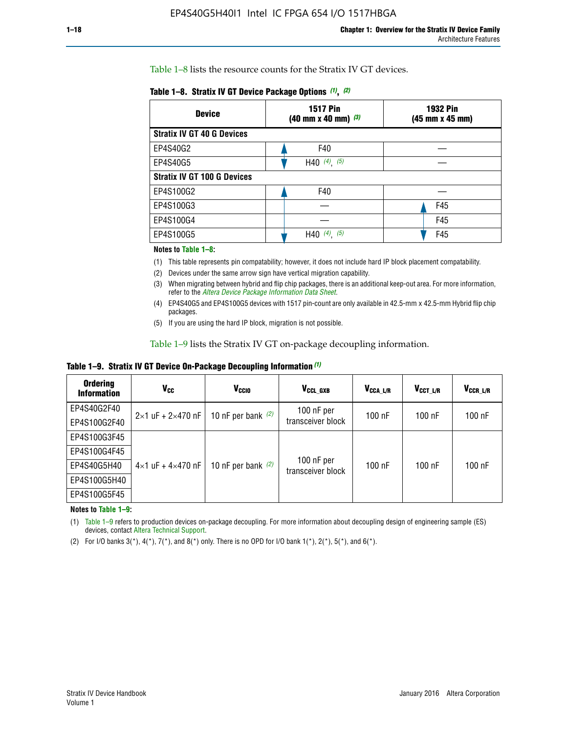Table 1–8 lists the resource counts for the Stratix IV GT devices.

**Table 1–8. Stratix IV GT Device Package Options (1), (2)**

| Device | 1517 Pin (40 mm x 40 mm) (3) | 1932 Pin (45 mm x 45 mm) |
|---|---|---|
| **Stratix IV GT 40 G Devices** | | |
| EP4S40G2 | F40 | — |
| EP4S40G5 | H40 (4), (5) | — |
| **Stratix IV GT 100 G Devices** | | |
| EP4S100G2 | F40 | — |
| EP4S100G3 | — | F45 |
| EP4S100G4 | — | F45 |
| EP4S100G5 | H40 (4), (5) | F45 |

**Notes to Table 1–8:**

(1) This table represents pin compatability; however, it does not include hard IP block placement compatability.

(2) Devices under the same arrow sign have vertical migration capability.

(3) When migrating between hybrid and flip chip packages, there is an additional keep-out area. For more information, refer to the *Altera Device Package Information Data Sheet*.

(4) EP4S40G5 and EP4S100G5 devices with 1517 pin-count are only available in 42.5-mm x 42.5-mm Hybrid flip chip packages.

(5) If you are using the hard IP block, migration is not possible.

Table 1–9 lists the Stratix IV GT on-package decoupling information.

**Table 1–9. Stratix IV GT Device On-Package Decoupling Information (1)**

| Ordering Information | $V_{CC}$ | $V_{CCIO}$ | $V_{CCL\_GXB}$ | $V_{CCA\_L/R}$ | $V_{CCT\_L/R}$ | $V_{CCR\_L/R}$ |
|---|---|---|---|---|---|---|
| EP4S40G2F40 | 2×1 uF + 2×470 nF | 10 nF per bank (2) | 100 nF per transceiver block | 100 nF | 100 nF | 100 nF |
| EP4S100G2F40 | | | | | | |
| EP4S100G3F45 | 4×1 uF + 4×470 nF | 10 nF per bank (2) | 100 nF per transceiver block | 100 nF | 100 nF | 100 nF |
| EP4S100G4F45 | | | | | | |
| EP4S40G5H40 | | | | | | |
| EP4S100G5H40 | | | | | | |
| EP4S100G5F45 | | | | | | |

**Notes to Table 1–9:**

(1) Table 1–9 refers to production devices on-package decoupling. For more information about decoupling design of engineering sample (ES) devices, contact Altera Technical Support.

(2) For I/O banks 3(*), 4(*), 7(*), and 8(*) only. There is no OPD for I/O bank 1(*), 2(*), 5(*), and 6(*).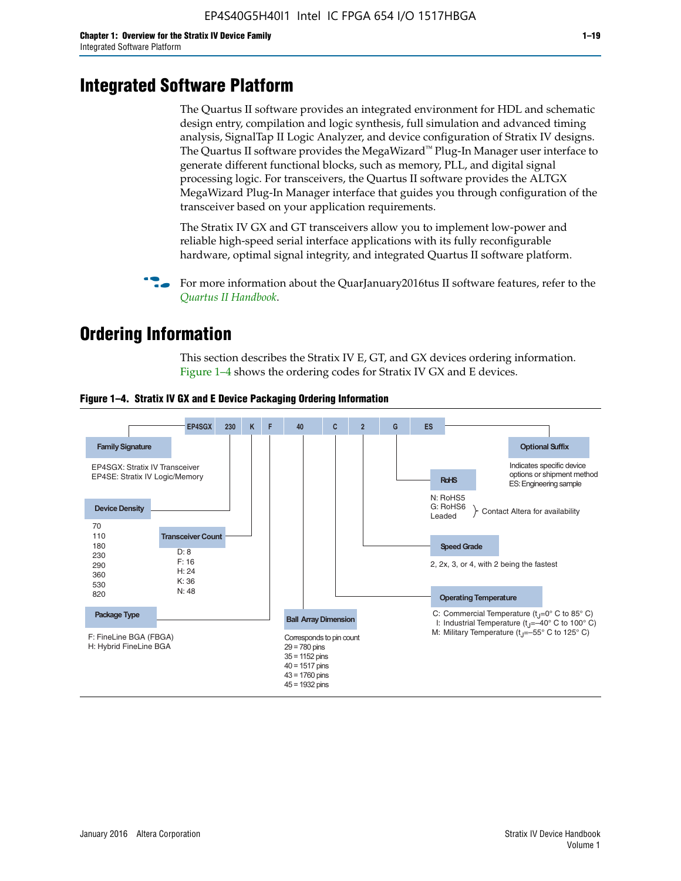# Integrated Software Platform

The Quartus II software provides an integrated environment for HDL and schematic design entry, compilation and logic synthesis, full simulation and advanced timing analysis, SignalTap II Logic Analyzer, and device configuration of Stratix IV designs. The Quartus II software provides the MegaWizard™ Plug-In Manager user interface to generate different functional blocks, such as memory, PLL, and digital signal processing logic. For transceivers, the Quartus II software provides the ALTGX MegaWizard Plug-In Manager interface that guides you through configuration of the transceiver based on your application requirements.

The Stratix IV GX and GT transceivers allow you to implement low-power and reliable high-speed serial interface applications with its fully reconfigurable hardware, optimal signal integrity, and integrated Quartus II software platform.

For more information about the QuarJanuary2016tus II software features, refer to the *Quartus II Handbook*.

# Ordering Information

This section describes the Stratix IV E, GT, and GX devices ordering information. Figure 1–4 shows the ordering codes for Stratix IV GX and E devices.

**Figure 1–4. Stratix IV GX and E Device Packaging Ordering Information**

EP4SGX 230 K F 40 C 2 G ES

**Family Signature**
- EP4SGX: Stratix IV Transceiver
- EP4SE: Stratix IV Logic/Memory

**Device Density**
70, 110, 180, 230, 290, 360, 530, 820

**Transceiver Count**
- D: 8
- F: 16
- H: 24
- K: 36
- N: 48

**Package Type**
- F: FineLine BGA (FBGA)
- H: Hybrid FineLine BGA

**Ball Array Dimension**
Corresponds to pin count
- 29 = 780 pins
- 35 = 1152 pins
- 40 = 1517 pins
- 43 = 1760 pins
- 45 = 1932 pins

**Operating Temperature**
- C: Commercial Temperature ($t_J$=0° C to 85° C)
- I: Industrial Temperature ($t_J$=–40° C to 100° C)
- M: Military Temperature ($t_J$=–55° C to 125° C)

**Speed Grade**
2, 2x, 3, or 4, with 2 being the fastest

**RoHS**
- N: RoHS5
- G: RoHS6
- Leaded

} Contact Altera for availability

**Optional Suffix**
Indicates specific device options or shipment method
ES: Engineering sample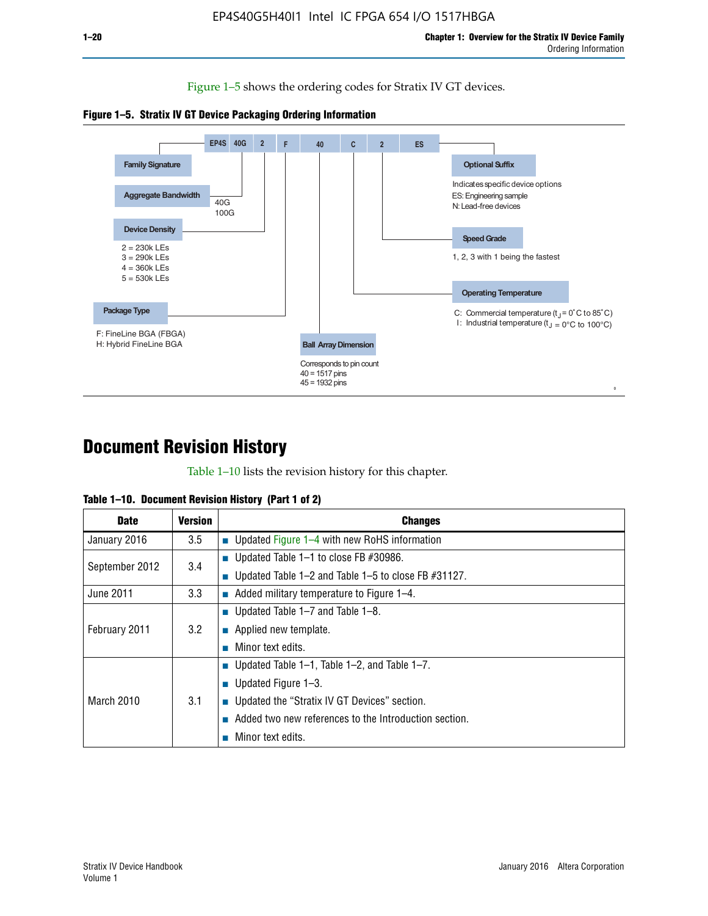Figure 1–5 shows the ordering codes for Stratix IV GT devices.

**Figure 1–5. Stratix IV GT Device Packaging Ordering Information**

EP4S 40G 2 F 40 C 2 ES

- **Family Signature**
- **Aggregate Bandwidth**
  - 40G
  - 100G
- **Device Density**
  - 2 = 230k LEs
  - 3 = 290k LEs
  - 4 = 360k LEs
  - 5 = 530k LEs
- **Package Type**
  - F: FineLine BGA (FBGA)
  - H: Hybrid FineLine BGA
- **Ball Array Dimension**
  - Corresponds to pin count
  - 40 = 1517 pins
  - 45 = 1932 pins
- **Operating Temperature**
  - C: Commercial temperature ($t_J$ = 0°C to 85°C)
  - I: Industrial temperature ($t_J$ = 0°C to 100°C)
- **Speed Grade**
  - 1, 2, 3 with 1 being the fastest
- **Optional Suffix**
  - Indicates specific device options
  - ES: Engineering sample
  - N: Lead-free devices

# Document Revision History

Table 1–10 lists the revision history for this chapter.

**Table 1–10. Document Revision History (Part 1 of 2)**

| Date | Version | Changes |
|---|---|---|
| January 2016 | 3.5 | ■ Updated Figure 1–4 with new RoHS information |
| September 2012 | 3.4 | ■ Updated Table 1–1 to close FB #30986.<br>■ Updated Table 1–2 and Table 1–5 to close FB #31127. |
| June 2011 | 3.3 | ■ Added military temperature to Figure 1–4. |
| February 2011 | 3.2 | ■ Updated Table 1–7 and Table 1–8.<br>■ Applied new template.<br>■ Minor text edits. |
| March 2010 | 3.1 | ■ Updated Table 1–1, Table 1–2, and Table 1–7.<br>■ Updated Figure 1–3.<br>■ Updated the “Stratix IV GT Devices” section.<br>■ Added two new references to the Introduction section.<br>■ Minor text edits. |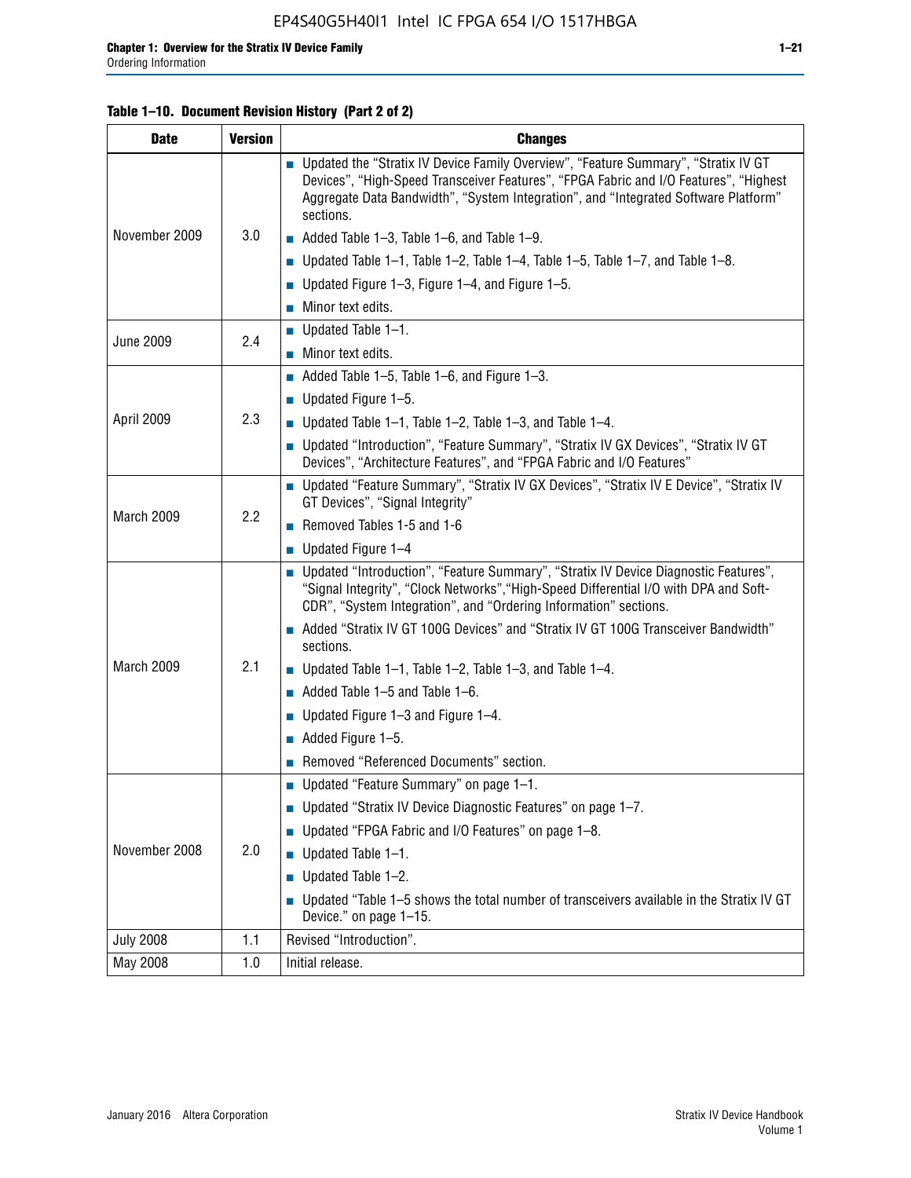**Table 1–10. Document Revision History (Part 2 of 2)**

| Date | Version | Changes |
|---|---|---|
| November 2009 | 3.0 | ■ Updated the "Stratix IV Device Family Overview", "Feature Summary", "Stratix IV GT Devices", "High-Speed Transceiver Features", "FPGA Fabric and I/O Features", "Highest Aggregate Data Bandwidth", "System Integration", and "Integrated Software Platform" sections.<br>■ Added Table 1–3, Table 1–6, and Table 1–9.<br>■ Updated Table 1–1, Table 1–2, Table 1–4, Table 1–5, Table 1–7, and Table 1–8.<br>■ Updated Figure 1–3, Figure 1–4, and Figure 1–5.<br>■ Minor text edits. |
| June 2009 | 2.4 | ■ Updated Table 1–1.<br>■ Minor text edits. |
| April 2009 | 2.3 | ■ Added Table 1–5, Table 1–6, and Figure 1–3.<br>■ Updated Figure 1–5.<br>■ Updated Table 1–1, Table 1–2, Table 1–3, and Table 1–4.<br>■ Updated "Introduction", "Feature Summary", "Stratix IV GX Devices", "Stratix IV GT Devices", "Architecture Features", and "FPGA Fabric and I/O Features" |
| March 2009 | 2.2 | ■ Updated "Feature Summary", "Stratix IV GX Devices", "Stratix IV E Device", "Stratix IV GT Devices", "Signal Integrity"<br>■ Removed Tables 1-5 and 1-6<br>■ Updated Figure 1–4 |
| March 2009 | 2.1 | ■ Updated "Introduction", "Feature Summary", "Stratix IV Device Diagnostic Features", "Signal Integrity", "Clock Networks","High-Speed Differential I/O with DPA and Soft-CDR", "System Integration", and "Ordering Information" sections.<br>■ Added "Stratix IV GT 100G Devices" and "Stratix IV GT 100G Transceiver Bandwidth" sections.<br>■ Updated Table 1–1, Table 1–2, Table 1–3, and Table 1–4.<br>■ Added Table 1–5 and Table 1–6.<br>■ Updated Figure 1–3 and Figure 1–4.<br>■ Added Figure 1–5.<br>■ Removed "Referenced Documents" section. |
| November 2008 | 2.0 | ■ Updated "Feature Summary" on page 1–1.<br>■ Updated "Stratix IV Device Diagnostic Features" on page 1–7.<br>■ Updated "FPGA Fabric and I/O Features" on page 1–8.<br>■ Updated Table 1–1.<br>■ Updated Table 1–2.<br>■ Updated "Table 1–5 shows the total number of transceivers available in the Stratix IV GT Device." on page 1–15. |
| July 2008 | 1.1 | Revised "Introduction". |
| May 2008 | 1.0 | Initial release. |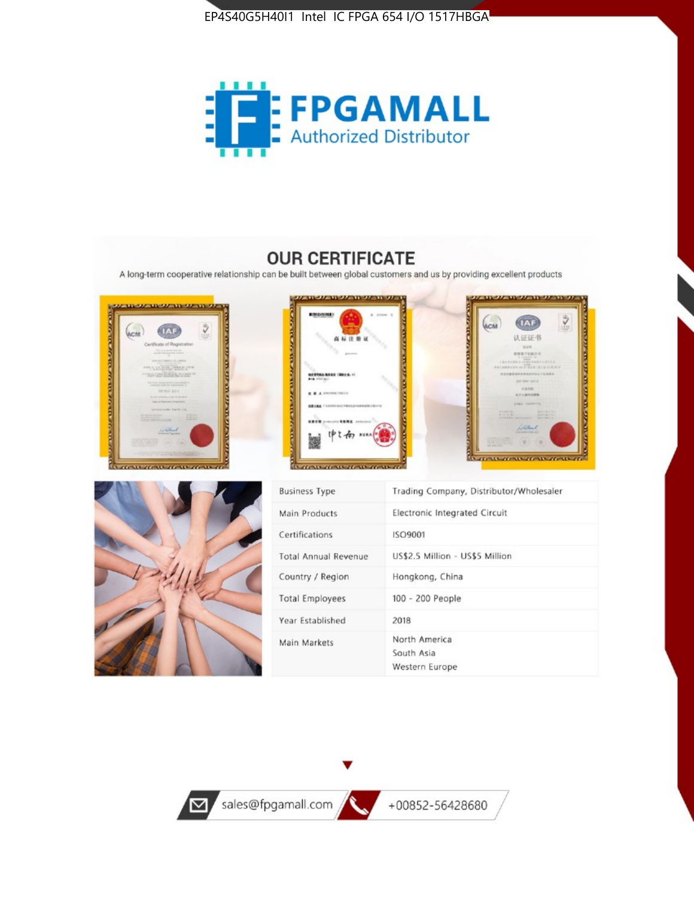FPGAMALL

Authorized Distributor

## OUR CERTIFICATE

A long-term cooperative relationship can be built between global customers and us by providing excellent products

| | |
|---|---|
| Business Type | Trading Company, Distributor/Wholesaler |
| Main Products | Electronic Integrated Circuit |
| Certifications | ISO9001 |
| Total Annual Revenue | US$2.5 Million - US$5 Million |
| Country / Region | Hongkong, China |
| Total Employees | 100 - 200 People |
| Year Established | 2018 |
| Main Markets | North America<br>South Asia<br>Western Europe |

sales@fpgamall.com

+00852-56428680